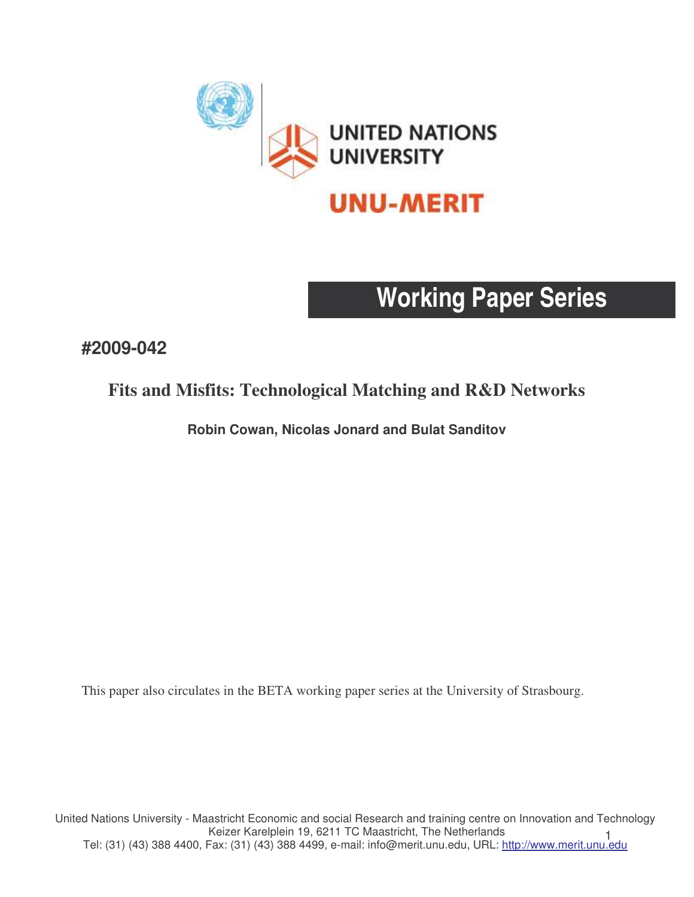UNITED NATIONS UNIVERSITY

UNU-MERIT

# Working Paper Series

**#2009-042**

## Fits and Misfits: Technological Matching and R&D Networks

**Robin Cowan, Nicolas Jonard and Bulat Sanditov**

This paper also circulates in the BETA working paper series at the University of Strasbourg.

United Nations University - Maastricht Economic and social Research and training centre on Innovation and Technology
Keizer Karelplein 19, 6211 TC Maastricht, The Netherlands
Tel: (31) (43) 388 4400, Fax: (31) (43) 388 4499, e-mail: info@merit.unu.edu, URL: http://www.merit.unu.edu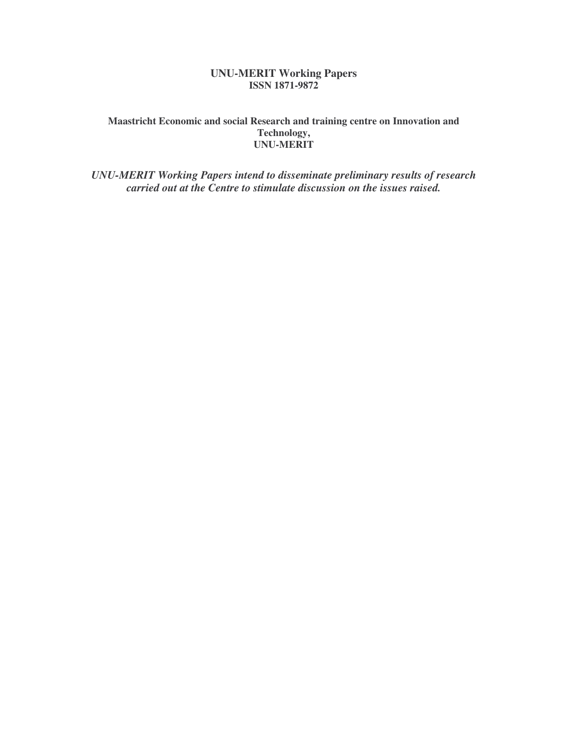**UNU-MERIT Working Papers**
**ISSN 1871-9872**

**Maastricht Economic and social Research and training centre on Innovation and Technology,**
**UNU-MERIT**

***UNU-MERIT Working Papers intend to disseminate preliminary results of research carried out at the Centre to stimulate discussion on the issues raised.***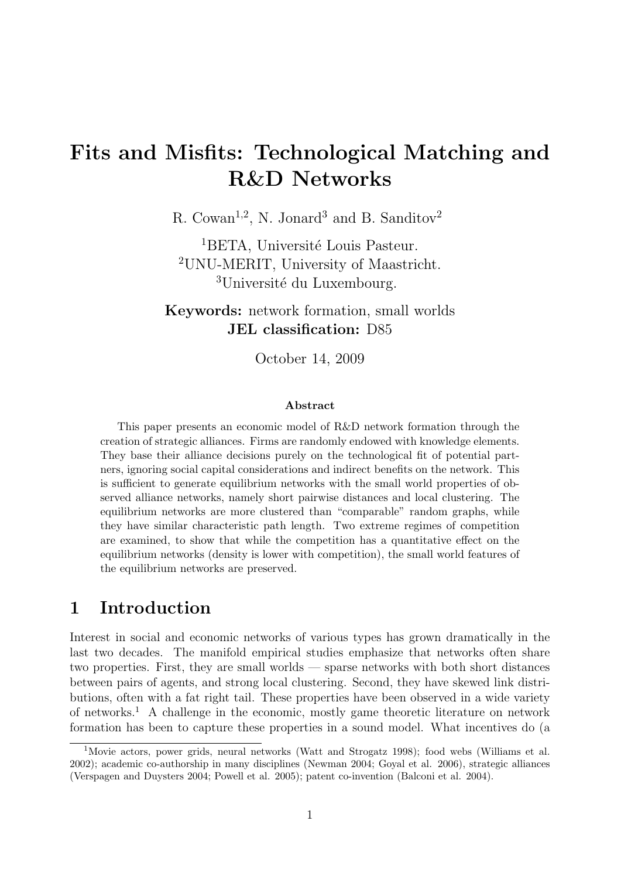# Fits and Misfits: Technological Matching and R&D Networks

R. Cowan[1,2], N. Jonard[3] and B. Sanditov[2]

[1]BETA, Université Louis Pasteur.
[2]UNU-MERIT, University of Maastricht.
[3]Université du Luxembourg.

**Keywords:** network formation, small worlds
**JEL classification:** D85

October 14, 2009

#### Abstract

This paper presents an economic model of R&D network formation through the creation of strategic alliances. Firms are randomly endowed with knowledge elements. They base their alliance decisions purely on the technological fit of potential partners, ignoring social capital considerations and indirect benefits on the network. This is sufficient to generate equilibrium networks with the small world properties of observed alliance networks, namely short pairwise distances and local clustering. The equilibrium networks are more clustered than "comparable" random graphs, while they have similar characteristic path length. Two extreme regimes of competition are examined, to show that while the competition has a quantitative effect on the equilibrium networks (density is lower with competition), the small world features of the equilibrium networks are preserved.

## 1 Introduction

Interest in social and economic networks of various types has grown dramatically in the last two decades. The manifold empirical studies emphasize that networks often share two properties. First, they are small worlds — sparse networks with both short distances between pairs of agents, and strong local clustering. Second, they have skewed link distributions, often with a fat right tail. These properties have been observed in a wide variety of networks.[1] A challenge in the economic, mostly game theoretic literature on network formation has been to capture these properties in a sound model. What incentives do (a

[1]Movie actors, power grids, neural networks (Watt and Strogatz 1998); food webs (Williams et al. 2002); academic co-authorship in many disciplines (Newman 2004; Goyal et al. 2006), strategic alliances (Verspagen and Duysters 2004; Powell et al. 2005); patent co-invention (Balconi et al. 2004).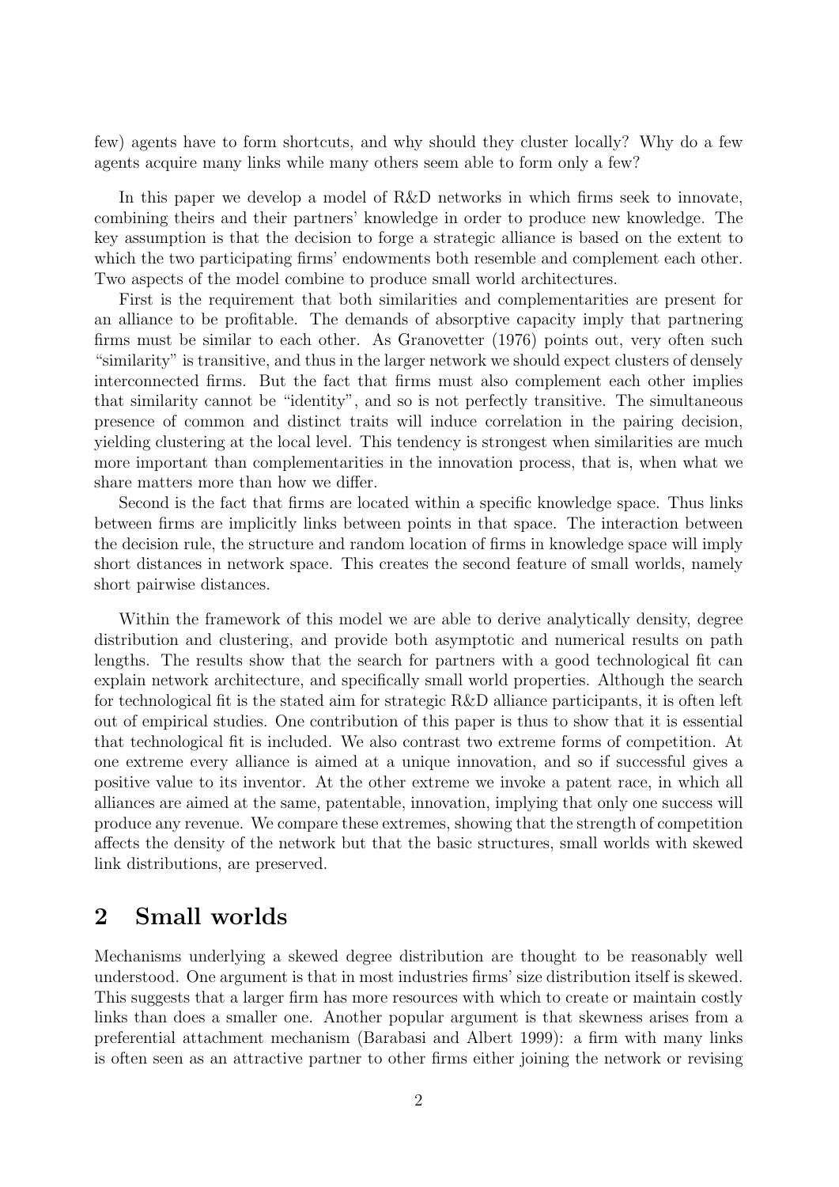few) agents have to form shortcuts, and why should they cluster locally? Why do a few agents acquire many links while many others seem able to form only a few?

In this paper we develop a model of R&D networks in which firms seek to innovate, combining theirs and their partners' knowledge in order to produce new knowledge. The key assumption is that the decision to forge a strategic alliance is based on the extent to which the two participating firms' endowments both resemble and complement each other. Two aspects of the model combine to produce small world architectures.

First is the requirement that both similarities and complementarities are present for an alliance to be profitable. The demands of absorptive capacity imply that partnering firms must be similar to each other. As Granovetter (1976) points out, very often such "similarity" is transitive, and thus in the larger network we should expect clusters of densely interconnected firms. But the fact that firms must also complement each other implies that similarity cannot be "identity", and so is not perfectly transitive. The simultaneous presence of common and distinct traits will induce correlation in the pairing decision, yielding clustering at the local level. This tendency is strongest when similarities are much more important than complementarities in the innovation process, that is, when what we share matters more than how we differ.

Second is the fact that firms are located within a specific knowledge space. Thus links between firms are implicitly links between points in that space. The interaction between the decision rule, the structure and random location of firms in knowledge space will imply short distances in network space. This creates the second feature of small worlds, namely short pairwise distances.

Within the framework of this model we are able to derive analytically density, degree distribution and clustering, and provide both asymptotic and numerical results on path lengths. The results show that the search for partners with a good technological fit can explain network architecture, and specifically small world properties. Although the search for technological fit is the stated aim for strategic R&D alliance participants, it is often left out of empirical studies. One contribution of this paper is thus to show that it is essential that technological fit is included. We also contrast two extreme forms of competition. At one extreme every alliance is aimed at a unique innovation, and so if successful gives a positive value to its inventor. At the other extreme we invoke a patent race, in which all alliances are aimed at the same, patentable, innovation, implying that only one success will produce any revenue. We compare these extremes, showing that the strength of competition affects the density of the network but that the basic structures, small worlds with skewed link distributions, are preserved.

## 2 Small worlds

Mechanisms underlying a skewed degree distribution are thought to be reasonably well understood. One argument is that in most industries firms' size distribution itself is skewed. This suggests that a larger firm has more resources with which to create or maintain costly links than does a smaller one. Another popular argument is that skewness arises from a preferential attachment mechanism (Barabasi and Albert 1999): a firm with many links is often seen as an attractive partner to other firms either joining the network or revising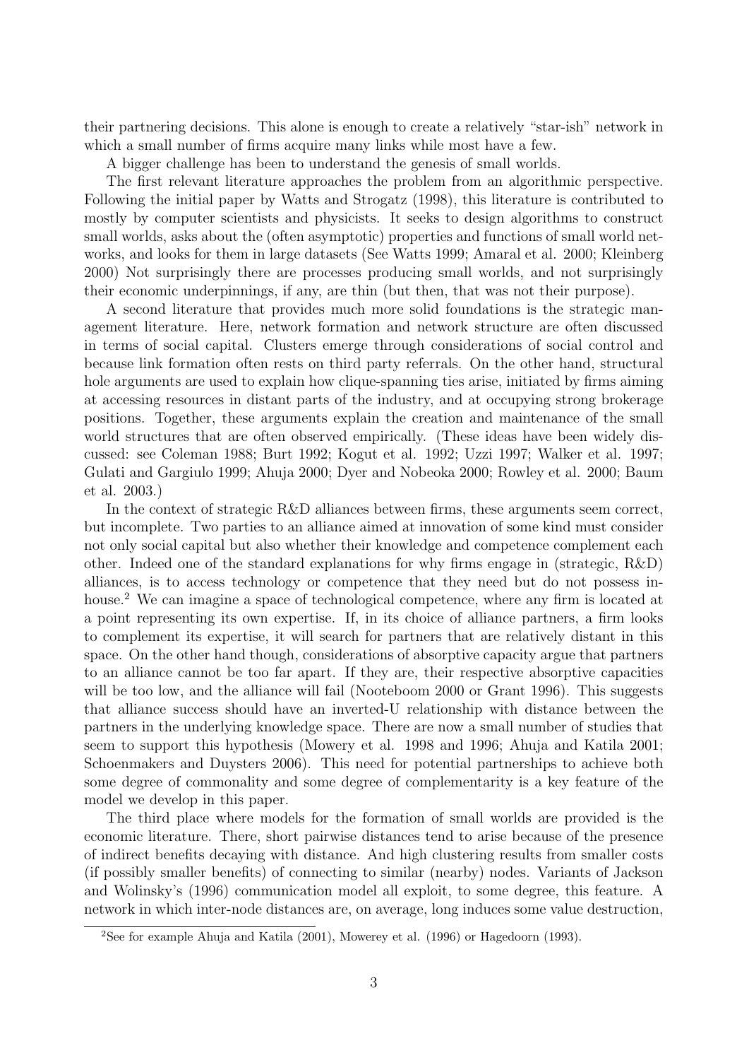their partnering decisions. This alone is enough to create a relatively "star-ish" network in which a small number of firms acquire many links while most have a few.

A bigger challenge has been to understand the genesis of small worlds.

The first relevant literature approaches the problem from an algorithmic perspective. Following the initial paper by Watts and Strogatz (1998), this literature is contributed to mostly by computer scientists and physicists. It seeks to design algorithms to construct small worlds, asks about the (often asymptotic) properties and functions of small world networks, and looks for them in large datasets (See Watts 1999; Amaral et al. 2000; Kleinberg 2000) Not surprisingly there are processes producing small worlds, and not surprisingly their economic underpinnings, if any, are thin (but then, that was not their purpose).

A second literature that provides much more solid foundations is the strategic management literature. Here, network formation and network structure are often discussed in terms of social capital. Clusters emerge through considerations of social control and because link formation often rests on third party referrals. On the other hand, structural hole arguments are used to explain how clique-spanning ties arise, initiated by firms aiming at accessing resources in distant parts of the industry, and at occupying strong brokerage positions. Together, these arguments explain the creation and maintenance of the small world structures that are often observed empirically. (These ideas have been widely discussed: see Coleman 1988; Burt 1992; Kogut et al. 1992; Uzzi 1997; Walker et al. 1997; Gulati and Gargiulo 1999; Ahuja 2000; Dyer and Nobeoka 2000; Rowley et al. 2000; Baum et al. 2003.)

In the context of strategic R&D alliances between firms, these arguments seem correct, but incomplete. Two parties to an alliance aimed at innovation of some kind must consider not only social capital but also whether their knowledge and competence complement each other. Indeed one of the standard explanations for why firms engage in (strategic, R&D) alliances, is to access technology or competence that they need but do not possess in-house.[2] We can imagine a space of technological competence, where any firm is located at a point representing its own expertise. If, in its choice of alliance partners, a firm looks to complement its expertise, it will search for partners that are relatively distant in this space. On the other hand though, considerations of absorptive capacity argue that partners to an alliance cannot be too far apart. If they are, their respective absorptive capacities will be too low, and the alliance will fail (Nooteboom 2000 or Grant 1996). This suggests that alliance success should have an inverted-U relationship with distance between the partners in the underlying knowledge space. There are now a small number of studies that seem to support this hypothesis (Mowery et al. 1998 and 1996; Ahuja and Katila 2001; Schoenmakers and Duysters 2006). This need for potential partnerships to achieve both some degree of commonality and some degree of complementarity is a key feature of the model we develop in this paper.

The third place where models for the formation of small worlds are provided is the economic literature. There, short pairwise distances tend to arise because of the presence of indirect benefits decaying with distance. And high clustering results from smaller costs (if possibly smaller benefits) of connecting to similar (nearby) nodes. Variants of Jackson and Wolinsky's (1996) communication model all exploit, to some degree, this feature. A network in which inter-node distances are, on average, long induces some value destruction,

[2] See for example Ahuja and Katila (2001), Mowerey et al. (1996) or Hagedoorn (1993).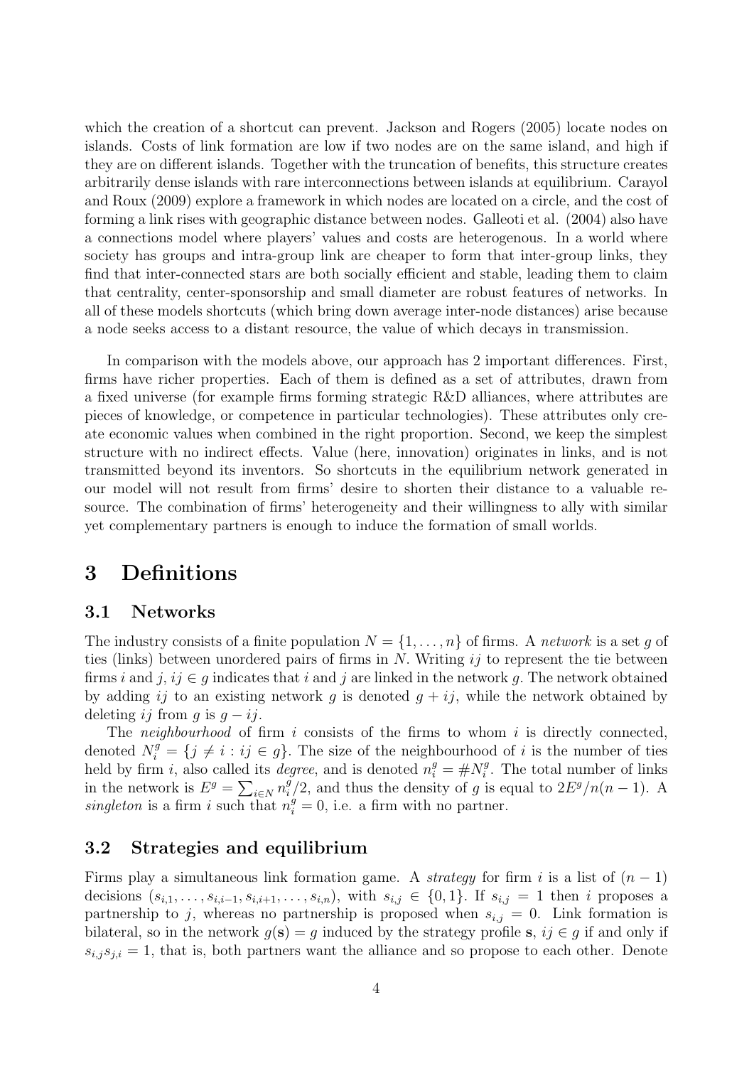which the creation of a shortcut can prevent. Jackson and Rogers (2005) locate nodes on islands. Costs of link formation are low if two nodes are on the same island, and high if they are on different islands. Together with the truncation of benefits, this structure creates arbitrarily dense islands with rare interconnections between islands at equilibrium. Carayol and Roux (2009) explore a framework in which nodes are located on a circle, and the cost of forming a link rises with geographic distance between nodes. Galleoti et al. (2004) also have a connections model where players' values and costs are heterogenous. In a world where society has groups and intra-group link are cheaper to form that inter-group links, they find that inter-connected stars are both socially efficient and stable, leading them to claim that centrality, center-sponsorship and small diameter are robust features of networks. In all of these models shortcuts (which bring down average inter-node distances) arise because a node seeks access to a distant resource, the value of which decays in transmission.

In comparison with the models above, our approach has 2 important differences. First, firms have richer properties. Each of them is defined as a set of attributes, drawn from a fixed universe (for example firms forming strategic R&D alliances, where attributes are pieces of knowledge, or competence in particular technologies). These attributes only create economic values when combined in the right proportion. Second, we keep the simplest structure with no indirect effects. Value (here, innovation) originates in links, and is not transmitted beyond its inventors. So shortcuts in the equilibrium network generated in our model will not result from firms' desire to shorten their distance to a valuable resource. The combination of firms' heterogeneity and their willingness to ally with similar yet complementary partners is enough to induce the formation of small worlds.

# 3 Definitions

## 3.1 Networks

The industry consists of a finite population $N = \{1, \ldots, n\}$ of firms. A *network* is a set $g$ of ties (links) between unordered pairs of firms in $N$. Writing $ij$ to represent the tie between firms $i$ and $j$, $ij \in g$ indicates that $i$ and $j$ are linked in the network $g$. The network obtained by adding $ij$ to an existing network $g$ is denoted $g + ij$, while the network obtained by deleting $ij$ from $g$ is $g - ij$.

The *neighbourhood* of firm $i$ consists of the firms to whom $i$ is directly connected, denoted $N_i^g = \{j \neq i : ij \in g\}$. The size of the neighbourhood of $i$ is the number of ties held by firm $i$, also called its *degree*, and is denoted $n_i^g = \#N_i^g$. The total number of links in the network is $E^g = \sum_{i \in N} n_i^g / 2$, and thus the density of $g$ is equal to $2E^g/n(n-1)$. A *singleton* is a firm $i$ such that $n_i^g = 0$, i.e. a firm with no partner.

## 3.2 Strategies and equilibrium

Firms play a simultaneous link formation game. A *strategy* for firm $i$ is a list of $(n-1)$ decisions $(s_{i,1}, \ldots, s_{i,i-1}, s_{i,i+1}, \ldots, s_{i,n})$, with $s_{i,j} \in \{0, 1\}$. If $s_{i,j} = 1$ then $i$ proposes a partnership to $j$, whereas no partnership is proposed when $s_{i,j} = 0$. Link formation is bilateral, so in the network $g(\mathbf{s}) = g$ induced by the strategy profile $\mathbf{s}$, $ij \in g$ if and only if $s_{i,j} s_{j,i} = 1$, that is, both partners want the alliance and so propose to each other. Denote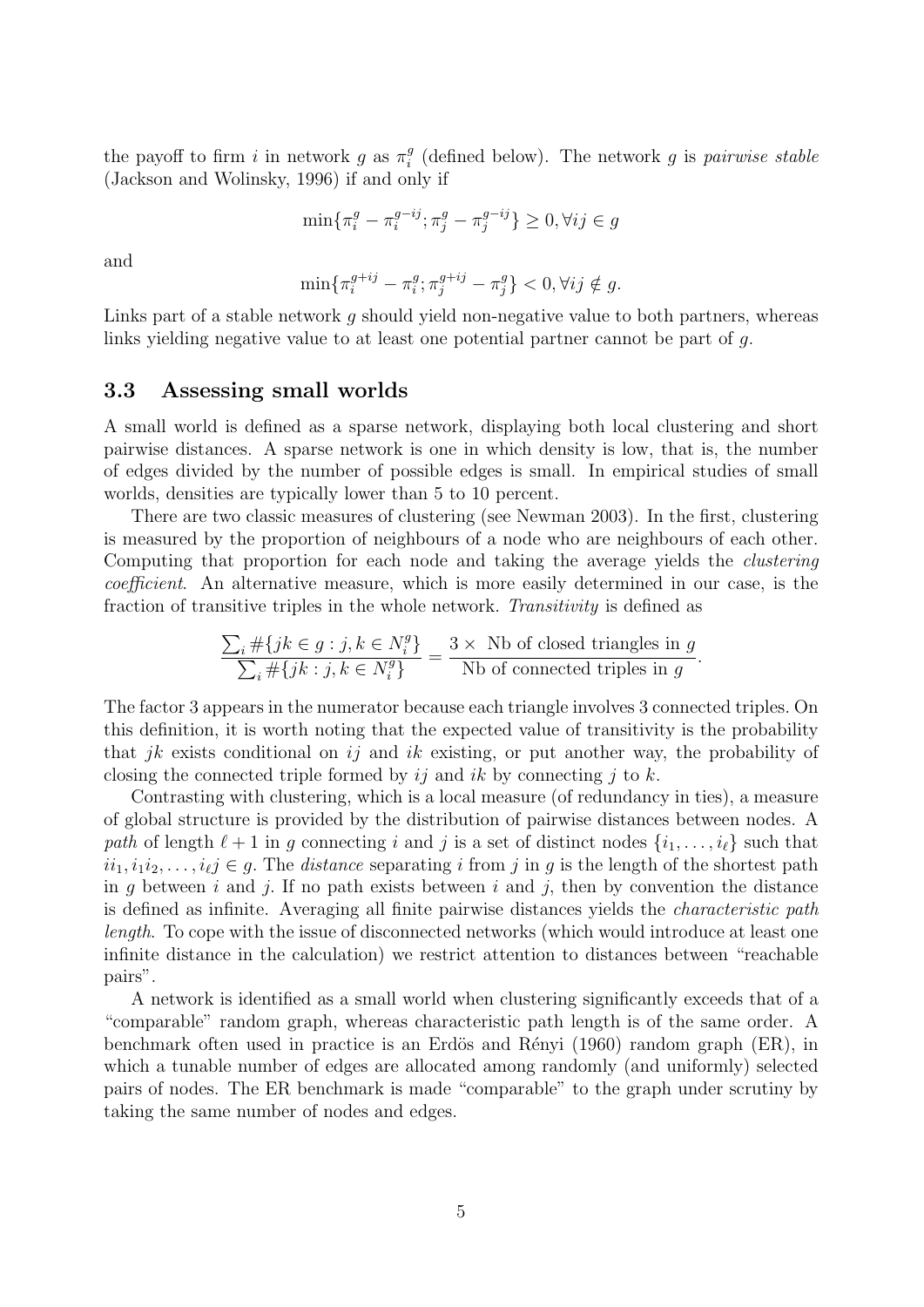the payoff to firm $i$ in network $g$ as $\pi_i^g$ (defined below). The network $g$ is *pairwise stable* (Jackson and Wolinsky, 1996) if and only if

$$\min\{\pi_i^g - \pi_i^{g-ij}; \pi_j^g - \pi_j^{g-ij}\} \geq 0, \forall ij \in g$$

and

$$\min\{\pi_i^{g+ij} - \pi_i^g; \pi_j^{g+ij} - \pi_j^g\} < 0, \forall ij \notin g.$$

Links part of a stable network $g$ should yield non-negative value to both partners, whereas links yielding negative value to at least one potential partner cannot be part of $g$.

### 3.3 Assessing small worlds

A small world is defined as a sparse network, displaying both local clustering and short pairwise distances. A sparse network is one in which density is low, that is, the number of edges divided by the number of possible edges is small. In empirical studies of small worlds, densities are typically lower than 5 to 10 percent.

There are two classic measures of clustering (see Newman 2003). In the first, clustering is measured by the proportion of neighbours of a node who are neighbours of each other. Computing that proportion for each node and taking the average yields the *clustering coefficient*. An alternative measure, which is more easily determined in our case, is the fraction of transitive triples in the whole network. *Transitivity* is defined as

$$\frac{\sum_i \#\{jk \in g : j, k \in N_i^g\}}{\sum_i \#\{jk : j, k \in N_i^g\}} = \frac{3 \times \text{ Nb of closed triangles in } g}{\text{Nb of connected triples in } g}.$$

The factor 3 appears in the numerator because each triangle involves 3 connected triples. On this definition, it is worth noting that the expected value of transitivity is the probability that $jk$ exists conditional on $ij$ and $ik$ existing, or put another way, the probability of closing the connected triple formed by $ij$ and $ik$ by connecting $j$ to $k$.

Contrasting with clustering, which is a local measure (of redundancy in ties), a measure of global structure is provided by the distribution of pairwise distances between nodes. A *path* of length $\ell + 1$ in $g$ connecting $i$ and $j$ is a set of distinct nodes $\{i_1, \ldots, i_\ell\}$ such that $ii_1, i_1i_2, \ldots, i_\ell j \in g$. The *distance* separating $i$ from $j$ in $g$ is the length of the shortest path in $g$ between $i$ and $j$. If no path exists between $i$ and $j$, then by convention the distance is defined as infinite. Averaging all finite pairwise distances yields the *characteristic path length*. To cope with the issue of disconnected networks (which would introduce at least one infinite distance in the calculation) we restrict attention to distances between "reachable pairs".

A network is identified as a small world when clustering significantly exceeds that of a "comparable" random graph, whereas characteristic path length is of the same order. A benchmark often used in practice is an Erdös and Rényi (1960) random graph (ER), in which a tunable number of edges are allocated among randomly (and uniformly) selected pairs of nodes. The ER benchmark is made "comparable" to the graph under scrutiny by taking the same number of nodes and edges.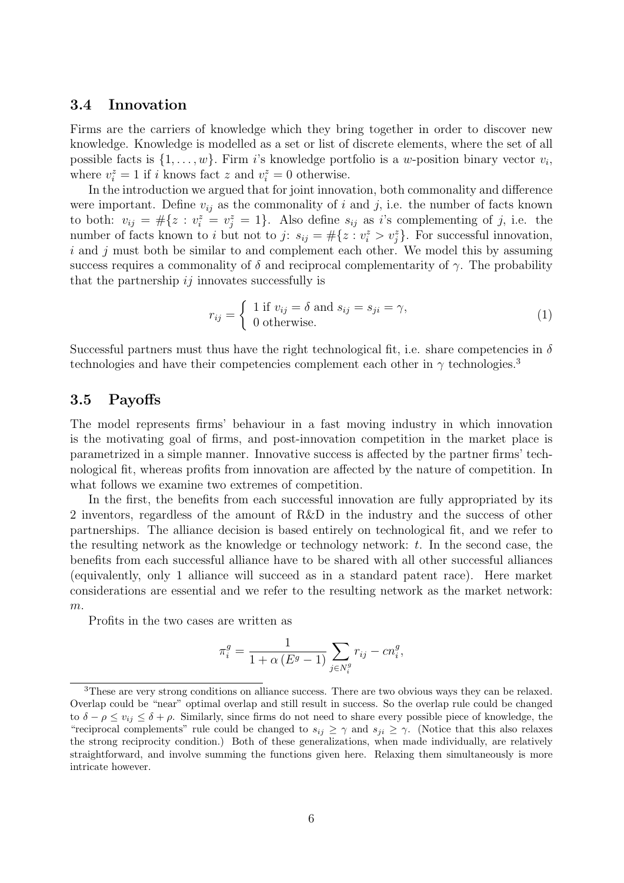### 3.4 Innovation

Firms are the carriers of knowledge which they bring together in order to discover new knowledge. Knowledge is modelled as a set or list of discrete elements, where the set of all possible facts is $\{1, \ldots, w\}$. Firm $i$'s knowledge portfolio is a $w$-position binary vector $v_i$, where $v_i^z = 1$ if $i$ knows fact $z$ and $v_i^z = 0$ otherwise.

In the introduction we argued that for joint innovation, both commonality and difference were important. Define $v_{ij}$ as the commonality of $i$ and $j$, i.e. the number of facts known to both: $v_{ij} = \#\{z : v_i^z = v_j^z = 1\}$. Also define $s_{ij}$ as $i$'s complementing of $j$, i.e. the number of facts known to $i$ but not to $j$: $s_{ij} = \#\{z : v_i^z > v_j^z\}$. For successful innovation, $i$ and $j$ must both be similar to and complement each other. We model this by assuming success requires a commonality of $\delta$ and reciprocal complementarity of $\gamma$. The probability that the partnership $ij$ innovates successfully is

$$r_{ij} = \begin{cases} 1 \text{ if } v_{ij} = \delta \text{ and } s_{ij} = s_{ji} = \gamma, \\ 0 \text{ otherwise.} \end{cases} \tag{1}$$

Successful partners must thus have the right technological fit, i.e. share competencies in $\delta$ technologies and have their competencies complement each other in $\gamma$ technologies.[3]

### 3.5 Payoffs

The model represents firms' behaviour in a fast moving industry in which innovation is the motivating goal of firms, and post-innovation competition in the market place is parametrized in a simple manner. Innovative success is affected by the partner firms' technological fit, whereas profits from innovation are affected by the nature of competition. In what follows we examine two extremes of competition.

In the first, the benefits from each successful innovation are fully appropriated by its 2 inventors, regardless of the amount of R&D in the industry and the success of other partnerships. The alliance decision is based entirely on technological fit, and we refer to the resulting network as the knowledge or technology network: $t$. In the second case, the benefits from each successful alliance have to be shared with all other successful alliances (equivalently, only 1 alliance will succeed as in a standard patent race). Here market considerations are essential and we refer to the resulting network as the market network: $m$.

Profits in the two cases are written as

$$\pi_i^g = \frac{1}{1 + \alpha\left(E^g - 1\right)} \sum_{j \in N_i^g} r_{ij} - c n_i^g,$$

[3] These are very strong conditions on alliance success. There are two obvious ways they can be relaxed. Overlap could be "near" optimal overlap and still result in success. So the overlap rule could be changed to $\delta - \rho \leq v_{ij} \leq \delta + \rho$. Similarly, since firms do not need to share every possible piece of knowledge, the "reciprocal complements" rule could be changed to $s_{ij} \geq \gamma$ and $s_{ji} \geq \gamma$. (Notice that this also relaxes the strong reciprocity condition.) Both of these generalizations, when made individually, are relatively straightforward, and involve summing the functions given here. Relaxing them simultaneously is more intricate however.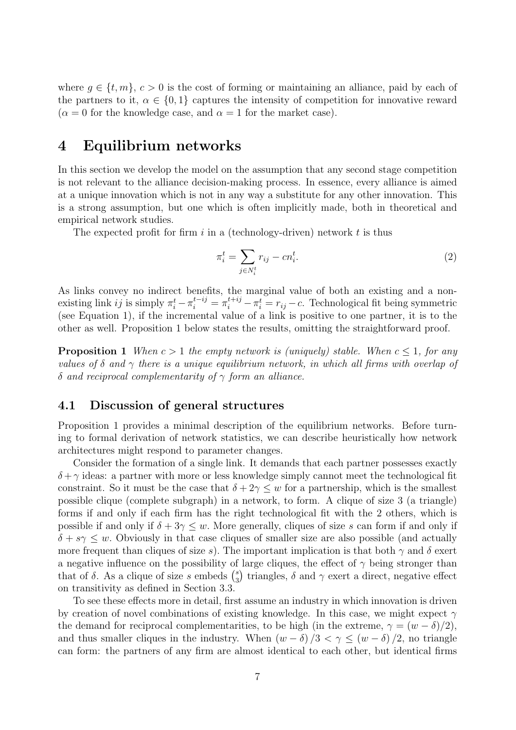where $g \in \{t, m\}$, $c > 0$ is the cost of forming or maintaining an alliance, paid by each of the partners to it, $\alpha \in \{0, 1\}$ captures the intensity of competition for innovative reward ($\alpha = 0$ for the knowledge case, and $\alpha = 1$ for the market case).

# 4 Equilibrium networks

In this section we develop the model on the assumption that any second stage competition is not relevant to the alliance decision-making process. In essence, every alliance is aimed at a unique innovation which is not in any way a substitute for any other innovation. This is a strong assumption, but one which is often implicitly made, both in theoretical and empirical network studies.

The expected profit for firm $i$ in a (technology-driven) network $t$ is thus

$$\pi_i^t = \sum_{j \in N_i^t} r_{ij} - cn_i^t. \tag{2}$$

As links convey no indirect benefits, the marginal value of both an existing and a non-existing link $ij$ is simply $\pi_i^t - \pi_i^{t-ij} = \pi_i^{t+ij} - \pi_i^t = r_{ij} - c$. Technological fit being symmetric (see Equation 1), if the incremental value of a link is positive to one partner, it is to the other as well. Proposition 1 below states the results, omitting the straightforward proof.

**Proposition 1** *When $c > 1$ the empty network is (uniquely) stable. When $c \leq 1$, for any values of $\delta$ and $\gamma$ there is a unique equilibrium network, in which all firms with overlap of $\delta$ and reciprocal complementarity of $\gamma$ form an alliance.*

## 4.1 Discussion of general structures

Proposition 1 provides a minimal description of the equilibrium networks. Before turning to formal derivation of network statistics, we can describe heuristically how network architectures might respond to parameter changes.

Consider the formation of a single link. It demands that each partner possesses exactly $\delta + \gamma$ ideas: a partner with more or less knowledge simply cannot meet the technological fit constraint. So it must be the case that $\delta + 2\gamma \leq w$ for a partnership, which is the smallest possible clique (complete subgraph) in a network, to form. A clique of size 3 (a triangle) forms if and only if each firm has the right technological fit with the 2 others, which is possible if and only if $\delta + 3\gamma \leq w$. More generally, cliques of size $s$ can form if and only if $\delta + s\gamma \leq w$. Obviously in that case cliques of smaller size are also possible (and actually more frequent than cliques of size $s$). The important implication is that both $\gamma$ and $\delta$ exert a negative influence on the possibility of large cliques, the effect of $\gamma$ being stronger than that of $\delta$. As a clique of size $s$ embeds $\binom{s}{3}$ triangles, $\delta$ and $\gamma$ exert a direct, negative effect on transitivity as defined in Section 3.3.

To see these effects more in detail, first assume an industry in which innovation is driven by creation of novel combinations of existing knowledge. In this case, we might expect $\gamma$ the demand for reciprocal complementarities, to be high (in the extreme, $\gamma = (w - \delta)/2$), and thus smaller cliques in the industry. When $(w - \delta)/3 < \gamma \leq (w - \delta)/2$, no triangle can form: the partners of any firm are almost identical to each other, but identical firms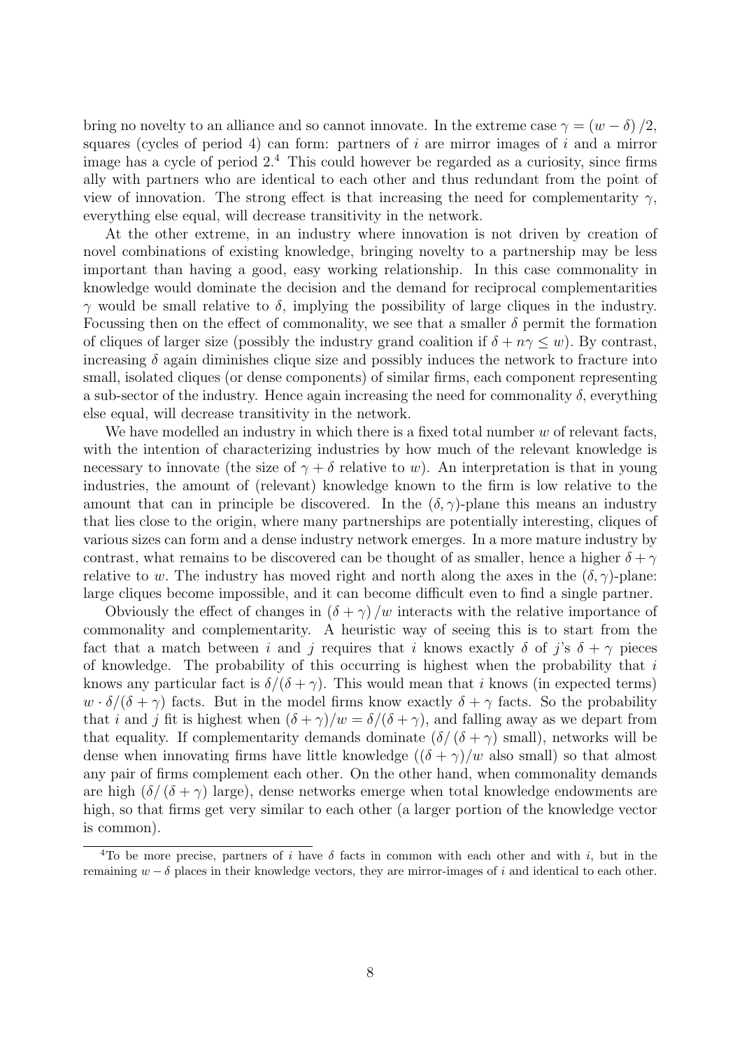bring no novelty to an alliance and so cannot innovate. In the extreme case $\gamma = (w - \delta)/2$, squares (cycles of period 4) can form: partners of $i$ are mirror images of $i$ and a mirror image has a cycle of period 2.[4] This could however be regarded as a curiosity, since firms ally with partners who are identical to each other and thus redundant from the point of view of innovation. The strong effect is that increasing the need for complementarity $\gamma$, everything else equal, will decrease transitivity in the network.

At the other extreme, in an industry where innovation is not driven by creation of novel combinations of existing knowledge, bringing novelty to a partnership may be less important than having a good, easy working relationship. In this case commonality in knowledge would dominate the decision and the demand for reciprocal complementarities $\gamma$ would be small relative to $\delta$, implying the possibility of large cliques in the industry. Focussing then on the effect of commonality, we see that a smaller $\delta$ permit the formation of cliques of larger size (possibly the industry grand coalition if $\delta + n\gamma \leq w$). By contrast, increasing $\delta$ again diminishes clique size and possibly induces the network to fracture into small, isolated cliques (or dense components) of similar firms, each component representing a sub-sector of the industry. Hence again increasing the need for commonality $\delta$, everything else equal, will decrease transitivity in the network.

We have modelled an industry in which there is a fixed total number $w$ of relevant facts, with the intention of characterizing industries by how much of the relevant knowledge is necessary to innovate (the size of $\gamma + \delta$ relative to $w$). An interpretation is that in young industries, the amount of (relevant) knowledge known to the firm is low relative to the amount that can in principle be discovered. In the $(\delta, \gamma)$-plane this means an industry that lies close to the origin, where many partnerships are potentially interesting, cliques of various sizes can form and a dense industry network emerges. In a more mature industry by contrast, what remains to be discovered can be thought of as smaller, hence a higher $\delta + \gamma$ relative to $w$. The industry has moved right and north along the axes in the $(\delta, \gamma)$-plane: large cliques become impossible, and it can become difficult even to find a single partner.

Obviously the effect of changes in $(\delta + \gamma)/w$ interacts with the relative importance of commonality and complementarity. A heuristic way of seeing this is to start from the fact that a match between $i$ and $j$ requires that $i$ knows exactly $\delta$ of $j$'s $\delta + \gamma$ pieces of knowledge. The probability of this occurring is highest when the probability that $i$ knows any particular fact is $\delta/(\delta + \gamma)$. This would mean that $i$ knows (in expected terms) $w \cdot \delta/(\delta + \gamma)$ facts. But in the model firms know exactly $\delta + \gamma$ facts. So the probability that $i$ and $j$ fit is highest when $(\delta + \gamma)/w = \delta/(\delta + \gamma)$, and falling away as we depart from that equality. If complementarity demands dominate ($\delta/(\delta + \gamma)$ small), networks will be dense when innovating firms have little knowledge ($(\delta + \gamma)/w$ also small) so that almost any pair of firms complement each other. On the other hand, when commonality demands are high ($\delta/(\delta + \gamma)$ large), dense networks emerge when total knowledge endowments are high, so that firms get very similar to each other (a larger portion of the knowledge vector is common).

[4] To be more precise, partners of $i$ have $\delta$ facts in common with each other and with $i$, but in the remaining $w - \delta$ places in their knowledge vectors, they are mirror-images of $i$ and identical to each other.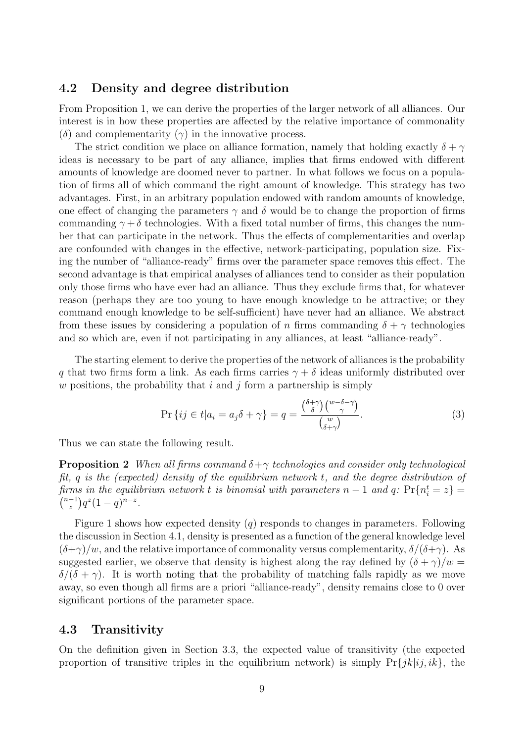## 4.2 Density and degree distribution

From Proposition 1, we can derive the properties of the larger network of all alliances. Our interest is in how these properties are affected by the relative importance of commonality ($\delta$) and complementarity ($\gamma$) in the innovative process.

The strict condition we place on alliance formation, namely that holding exactly $\delta + \gamma$ ideas is necessary to be part of any alliance, implies that firms endowed with different amounts of knowledge are doomed never to partner. In what follows we focus on a population of firms all of which command the right amount of knowledge. This strategy has two advantages. First, in an arbitrary population endowed with random amounts of knowledge, one effect of changing the parameters $\gamma$ and $\delta$ would be to change the proportion of firms commanding $\gamma + \delta$ technologies. With a fixed total number of firms, this changes the number that can participate in the network. Thus the effects of complementarities and overlap are confounded with changes in the effective, network-participating, population size. Fixing the number of "alliance-ready" firms over the parameter space removes this effect. The second advantage is that empirical analyses of alliances tend to consider as their population only those firms who have ever had an alliance. Thus they exclude firms that, for whatever reason (perhaps they are too young to have enough knowledge to be attractive; or they command enough knowledge to be self-sufficient) have never had an alliance. We abstract from these issues by considering a population of $n$ firms commanding $\delta + \gamma$ technologies and so which are, even if not participating in any alliances, at least "alliance-ready".

The starting element to derive the properties of the network of alliances is the probability $q$ that two firms form a link. As each firms carries $\gamma + \delta$ ideas uniformly distributed over $w$ positions, the probability that $i$ and $j$ form a partnership is simply

$$\Pr\{ij \in t | a_i = a_j \delta + \gamma\} = q = \frac{\binom{\delta+\gamma}{\delta}\binom{w-\delta-\gamma}{\gamma}}{\binom{w}{\delta+\gamma}}. \tag{3}$$

Thus we can state the following result.

**Proposition 2** *When all firms command $\delta+\gamma$ technologies and consider only technological fit, $q$ is the (expected) density of the equilibrium network $t$, and the degree distribution of firms in the equilibrium network $t$ is binomial with parameters $n-1$ and $q$: $\Pr\{n_i^t = z\} = \binom{n-1}{z} q^z (1-q)^{n-z}$.*

Figure 1 shows how expected density ($q$) responds to changes in parameters. Following the discussion in Section 4.1, density is presented as a function of the general knowledge level $(\delta+\gamma)/w$, and the relative importance of commonality versus complementarity, $\delta/(\delta+\gamma)$. As suggested earlier, we observe that density is highest along the ray defined by $(\delta + \gamma)/w = \delta/(\delta + \gamma)$. It is worth noting that the probability of matching falls rapidly as we move away, so even though all firms are a priori "alliance-ready", density remains close to 0 over significant portions of the parameter space.

## 4.3 Transitivity

On the definition given in Section 3.3, the expected value of transitivity (the expected proportion of transitive triples in the equilibrium network) is simply $\Pr\{jk|ij, ik\}$, the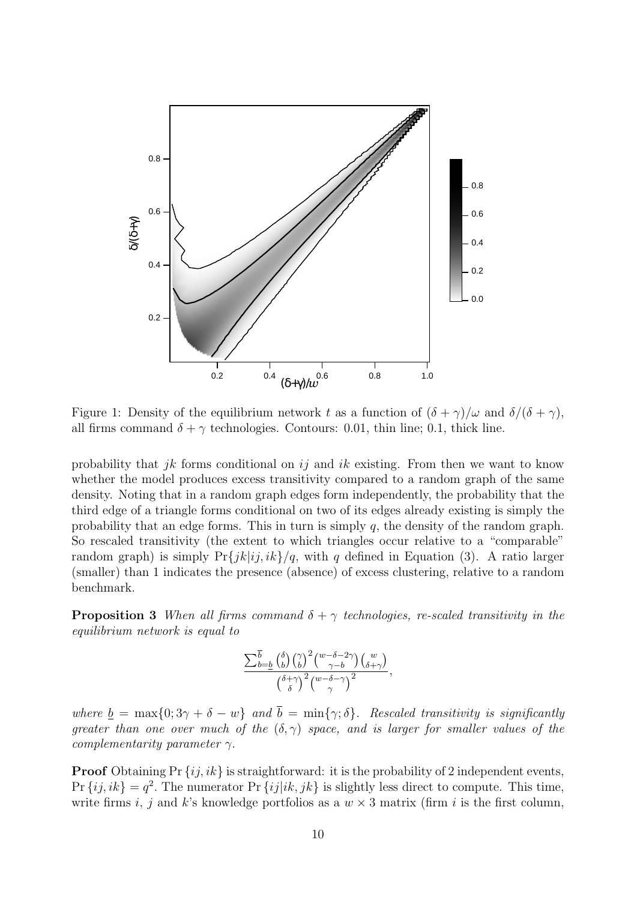Figure 1: Density of the equilibrium network $t$ as a function of $(\delta+\gamma)/\omega$ and $\delta/(\delta+\gamma)$, all firms command $\delta+\gamma$ technologies. Contours: 0.01, thin line; 0.1, thick line.

probability that $jk$ forms conditional on $ij$ and $ik$ existing. From then we want to know whether the model produces excess transitivity compared to a random graph of the same density. Noting that in a random graph edges form independently, the probability that the third edge of a triangle forms conditional on two of its edges already existing is simply the probability that an edge forms. This in turn is simply $q$, the density of the random graph. So rescaled transitivity (the extent to which triangles occur relative to a "comparable" random graph) is simply $\Pr\{jk|ij,ik\}/q$, with $q$ defined in Equation (3). A ratio larger (smaller) than 1 indicates the presence (absence) of excess clustering, relative to a random benchmark.

**Proposition 3** *When all firms command $\delta+\gamma$ technologies, re-scaled transitivity in the equilibrium network is equal to*

$$\frac{\sum_{b=\underline{b}}^{\overline{b}} \binom{\delta}{b}\binom{\gamma}{b}^2\binom{w-\delta-2\gamma}{\gamma-b}\binom{w}{\delta+\gamma}}{\binom{\delta+\gamma}{\delta}^2\binom{w-\delta-\gamma}{\gamma}^2},$$

*where $\underline{b}=\max\{0;3\gamma+\delta-w\}$ and $\overline{b}=\min\{\gamma;\delta\}$. Rescaled transitivity is significantly greater than one over much of the $(\delta,\gamma)$ space, and is larger for smaller values of the complementarity parameter $\gamma$.*

**Proof** Obtaining $\Pr\{ij,ik\}$ is straightforward: it is the probability of 2 independent events, $\Pr\{ij,ik\}=q^2$. The numerator $\Pr\{ij|ik,jk\}$ is slightly less direct to compute. This time, write firms $i$, $j$ and $k$'s knowledge portfolios as a $w\times 3$ matrix (firm $i$ is the first column,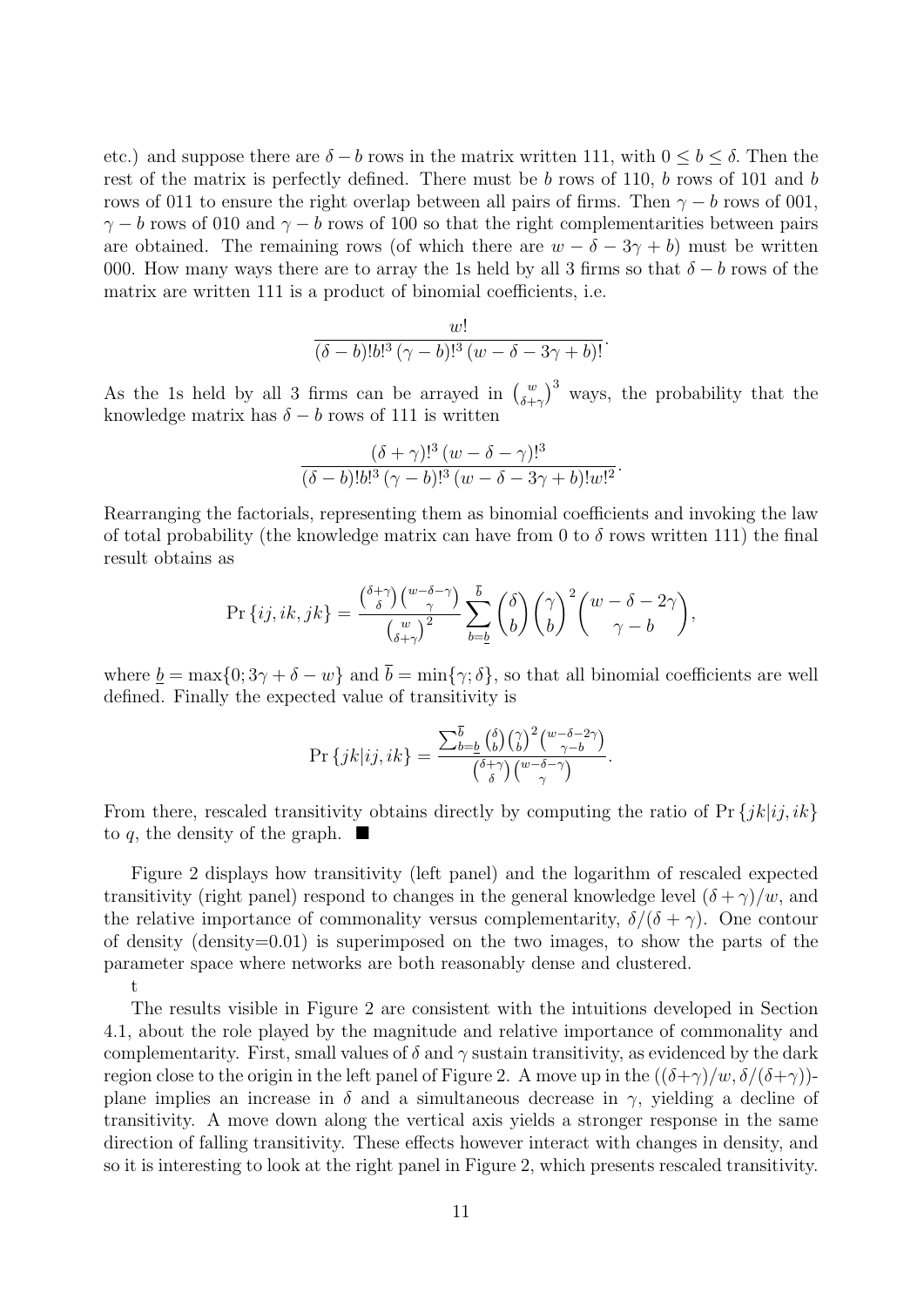etc.) and suppose there are $\delta - b$ rows in the matrix written 111, with $0 \leq b \leq \delta$. Then the rest of the matrix is perfectly defined. There must be $b$ rows of 110, $b$ rows of 101 and $b$ rows of 011 to ensure the right overlap between all pairs of firms. Then $\gamma - b$ rows of 001, $\gamma - b$ rows of 010 and $\gamma - b$ rows of 100 so that the right complementarities between pairs are obtained. The remaining rows (of which there are $w - \delta - 3\gamma + b$) must be written 000. How many ways there are to array the 1s held by all 3 firms so that $\delta - b$ rows of the matrix are written 111 is a product of binomial coefficients, i.e.

$$\frac{w!}{(\delta - b)! b!^3 \, (\gamma - b)!^3 \, (w - \delta - 3\gamma + b)!}.$$

As the 1s held by all 3 firms can be arrayed in $\binom{w}{\delta+\gamma}^3$ ways, the probability that the knowledge matrix has $\delta - b$ rows of 111 is written

$$\frac{(\delta + \gamma)!^3 \, (w - \delta - \gamma)!^3}{(\delta - b)! b!^3 \, (\gamma - b)!^3 \, (w - \delta - 3\gamma + b)! w!^2}.$$

Rearranging the factorials, representing them as binomial coefficients and invoking the law of total probability (the knowledge matrix can have from 0 to $\delta$ rows written 111) the final result obtains as

$$\Pr\{ij, ik, jk\} = \frac{\binom{\delta+\gamma}{\delta}\binom{w-\delta-\gamma}{\gamma}}{\binom{w}{\delta+\gamma}^2} \sum_{b=\underline{b}}^{\overline{b}} \binom{\delta}{b}\binom{\gamma}{b}^2 \binom{w - \delta - 2\gamma}{\gamma - b},$$

where $\underline{b} = \max\{0; 3\gamma + \delta - w\}$ and $\overline{b} = \min\{\gamma; \delta\}$, so that all binomial coefficients are well defined. Finally the expected value of transitivity is

$$\Pr\{jk|ij, ik\} = \frac{\sum_{b=\underline{b}}^{\overline{b}} \binom{\delta}{b}\binom{\gamma}{b}^2\binom{w-\delta-2\gamma}{\gamma-b}}{\binom{\delta+\gamma}{\delta}\binom{w-\delta-\gamma}{\gamma}}.$$

From there, rescaled transitivity obtains directly by computing the ratio of $\Pr\{jk|ij, ik\}$ to $q$, the density of the graph. ■

Figure 2 displays how transitivity (left panel) and the logarithm of rescaled expected transitivity (right panel) respond to changes in the general knowledge level $(\delta + \gamma)/w$, and the relative importance of commonality versus complementarity, $\delta/(\delta + \gamma)$. One contour of density (density=0.01) is superimposed on the two images, to show the parts of the parameter space where networks are both reasonably dense and clustered.

t

The results visible in Figure 2 are consistent with the intuitions developed in Section 4.1, about the role played by the magnitude and relative importance of commonality and complementarity. First, small values of $\delta$ and $\gamma$ sustain transitivity, as evidenced by the dark region close to the origin in the left panel of Figure 2. A move up in the $((\delta+\gamma)/w, \delta/(\delta+\gamma))$-plane implies an increase in $\delta$ and a simultaneous decrease in $\gamma$, yielding a decline of transitivity. A move down along the vertical axis yields a stronger response in the same direction of falling transitivity. These effects however interact with changes in density, and so it is interesting to look at the right panel in Figure 2, which presents rescaled transitivity.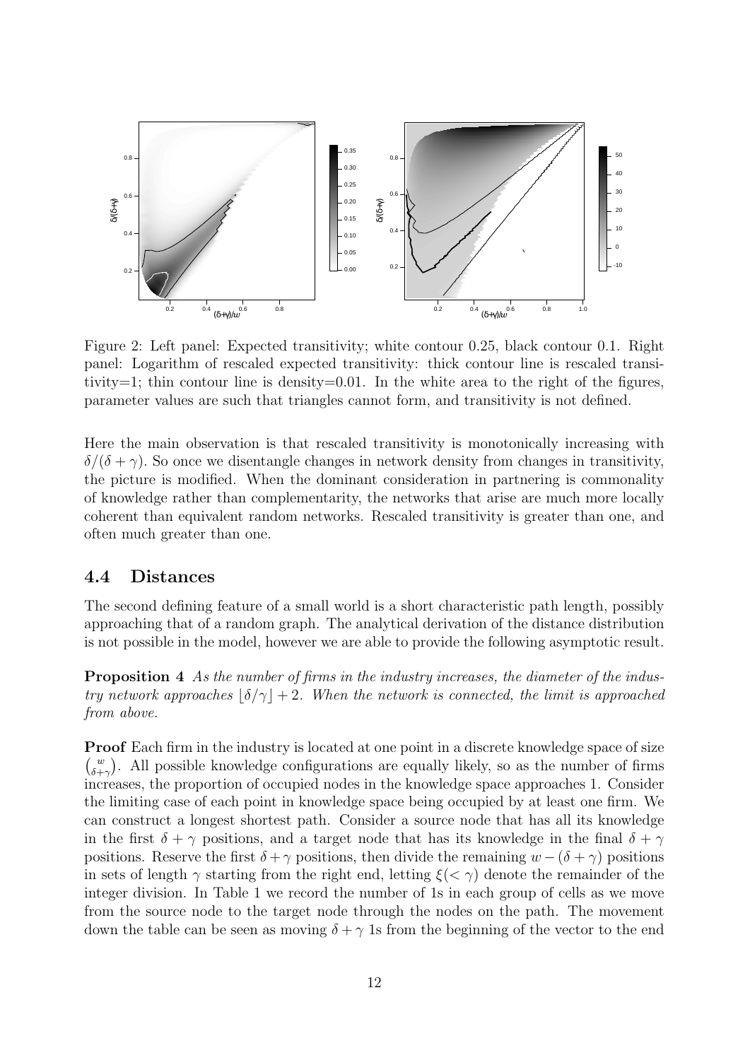Figure 2: Left panel: Expected transitivity; white contour 0.25, black contour 0.1. Right panel: Logarithm of rescaled expected transitivity: thick contour line is rescaled transitivity=1; thin contour line is density=0.01. In the white area to the right of the figures, parameter values are such that triangles cannot form, and transitivity is not defined.

Here the main observation is that rescaled transitivity is monotonically increasing with $\delta/(\delta + \gamma)$. So once we disentangle changes in network density from changes in transitivity, the picture is modified. When the dominant consideration in partnering is commonality of knowledge rather than complementarity, the networks that arise are much more locally coherent than equivalent random networks. Rescaled transitivity is greater than one, and often much greater than one.

## 4.4 Distances

The second defining feature of a small world is a short characteristic path length, possibly approaching that of a random graph. The analytical derivation of the distance distribution is not possible in the model, however we are able to provide the following asymptotic result.

**Proposition 4** *As the number of firms in the industry increases, the diameter of the industry network approaches $\lfloor \delta/\gamma \rfloor + 2$. When the network is connected, the limit is approached from above.*

**Proof** Each firm in the industry is located at one point in a discrete knowledge space of size $\binom{w}{\delta+\gamma}$. All possible knowledge configurations are equally likely, so as the number of firms increases, the proportion of occupied nodes in the knowledge space approaches 1. Consider the limiting case of each point in knowledge space being occupied by at least one firm. We can construct a longest shortest path. Consider a source node that has all its knowledge in the first $\delta + \gamma$ positions, and a target node that has its knowledge in the final $\delta + \gamma$ positions. Reserve the first $\delta + \gamma$ positions, then divide the remaining $w - (\delta + \gamma)$ positions in sets of length $\gamma$ starting from the right end, letting $\xi(< \gamma)$ denote the remainder of the integer division. In Table 1 we record the number of 1s in each group of cells as we move from the source node to the target node through the nodes on the path. The movement down the table can be seen as moving $\delta + \gamma$ 1s from the beginning of the vector to the end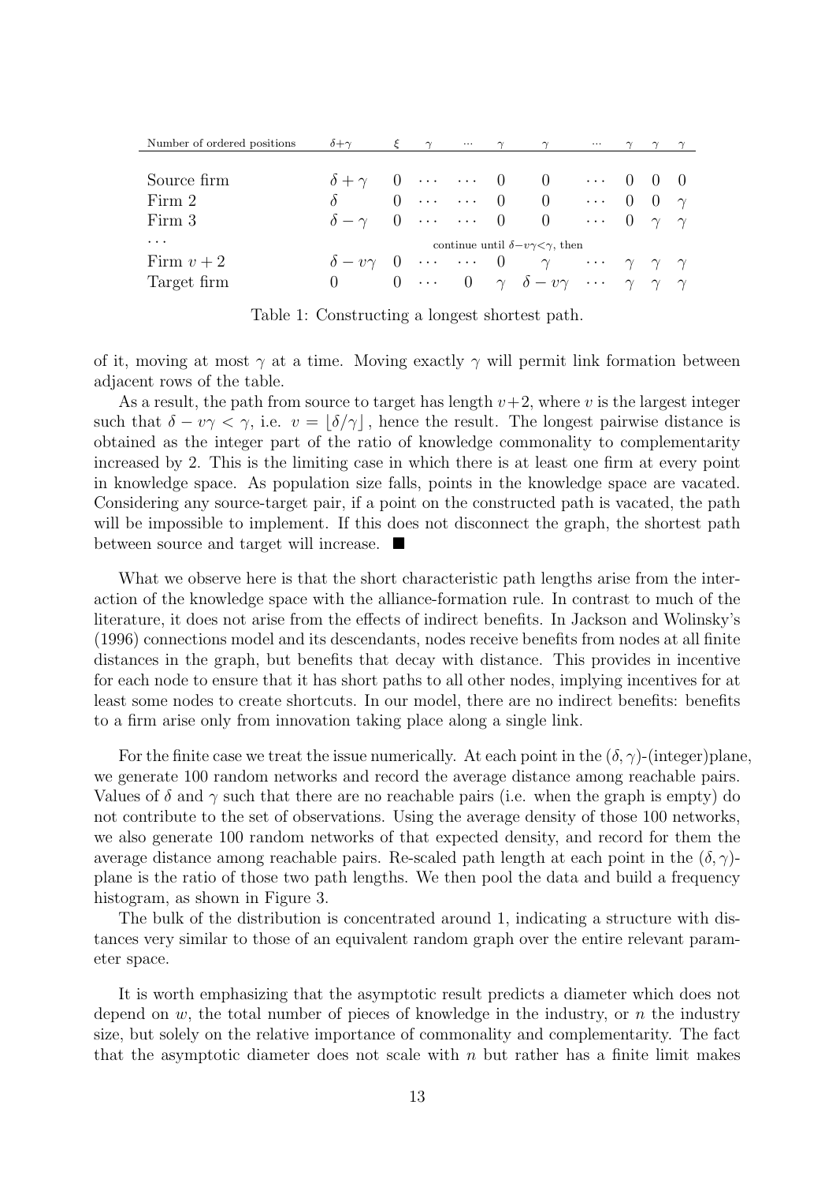| Number of ordered positions | $\delta+\gamma$ | $\xi$ | $\gamma$ | $\cdots$ | $\gamma$ | $\gamma$ | $\cdots$ | $\gamma$ | $\gamma$ | $\gamma$ |
|---|---|---|---|---|---|---|---|---|---|---|
| Source firm | $\delta+\gamma$ | 0 | $\cdots$ | $\cdots$ | 0 | 0 | $\cdots$ | 0 | 0 | 0 |
| Firm 2 | $\delta$ | 0 | $\cdots$ | $\cdots$ | 0 | 0 | $\cdots$ | 0 | 0 | $\gamma$ |
| Firm 3 | $\delta-\gamma$ | 0 | $\cdots$ | $\cdots$ | 0 | 0 | $\cdots$ | 0 | $\gamma$ | $\gamma$ |
| $\cdots$ | continue until $\delta-v\gamma<\gamma$, then | | | | | | | | | |
| Firm $v+2$ | $\delta-v\gamma$ | 0 | $\cdots$ | $\cdots$ | 0 | $\gamma$ | $\cdots$ | $\gamma$ | $\gamma$ | $\gamma$ |
| Target firm | 0 | 0 | $\cdots$ | 0 | $\gamma$ | $\delta-v\gamma$ | $\cdots$ | $\gamma$ | $\gamma$ | $\gamma$ |

Table 1: Constructing a longest shortest path.

of it, moving at most $\gamma$ at a time. Moving exactly $\gamma$ will permit link formation between adjacent rows of the table.

As a result, the path from source to target has length $v+2$, where $v$ is the largest integer such that $\delta - v\gamma < \gamma$, i.e. $v = \lfloor \delta/\gamma \rfloor$, hence the result. The longest pairwise distance is obtained as the integer part of the ratio of knowledge commonality to complementarity increased by 2. This is the limiting case in which there is at least one firm at every point in knowledge space. As population size falls, points in the knowledge space are vacated. Considering any source-target pair, if a point on the constructed path is vacated, the path will be impossible to implement. If this does not disconnect the graph, the shortest path between source and target will increase. ■

What we observe here is that the short characteristic path lengths arise from the interaction of the knowledge space with the alliance-formation rule. In contrast to much of the literature, it does not arise from the effects of indirect benefits. In Jackson and Wolinsky's (1996) connections model and its descendants, nodes receive benefits from nodes at all finite distances in the graph, but benefits that decay with distance. This provides in incentive for each node to ensure that it has short paths to all other nodes, implying incentives for at least some nodes to create shortcuts. In our model, there are no indirect benefits: benefits to a firm arise only from innovation taking place along a single link.

For the finite case we treat the issue numerically. At each point in the $(\delta, \gamma)$-(integer)plane, we generate 100 random networks and record the average distance among reachable pairs. Values of $\delta$ and $\gamma$ such that there are no reachable pairs (i.e. when the graph is empty) do not contribute to the set of observations. Using the average density of those 100 networks, we also generate 100 random networks of that expected density, and record for them the average distance among reachable pairs. Re-scaled path length at each point in the $(\delta, \gamma)$-plane is the ratio of those two path lengths. We then pool the data and build a frequency histogram, as shown in Figure 3.

The bulk of the distribution is concentrated around 1, indicating a structure with distances very similar to those of an equivalent random graph over the entire relevant parameter space.

It is worth emphasizing that the asymptotic result predicts a diameter which does not depend on $w$, the total number of pieces of knowledge in the industry, or $n$ the industry size, but solely on the relative importance of commonality and complementarity. The fact that the asymptotic diameter does not scale with $n$ but rather has a finite limit makes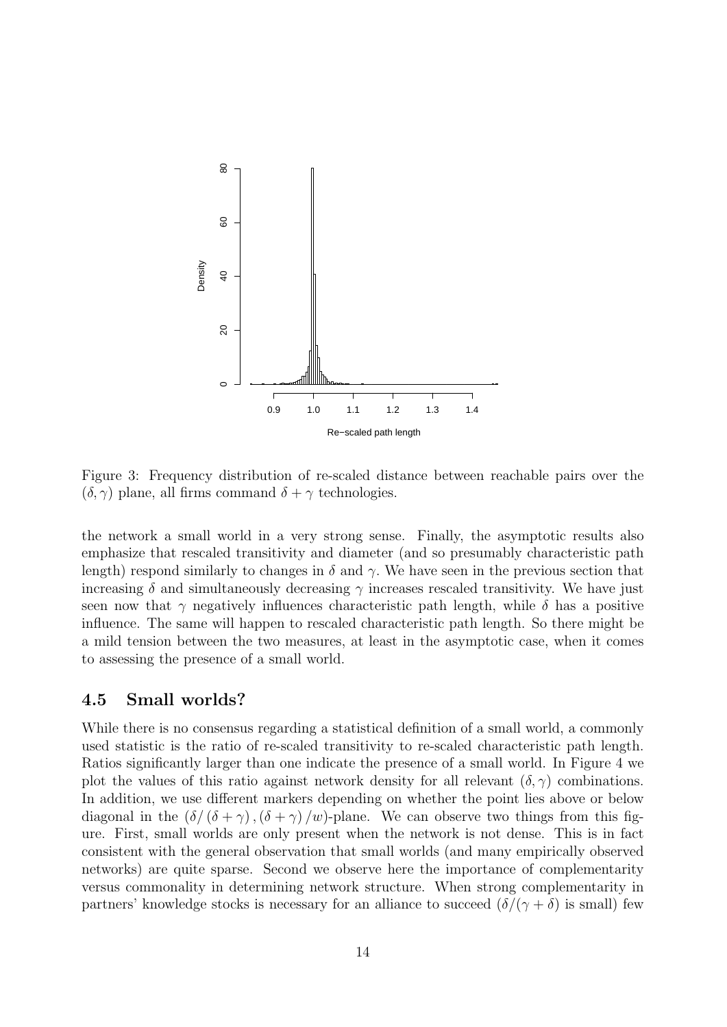Figure 3: Frequency distribution of re-scaled distance between reachable pairs over the $(\delta, \gamma)$ plane, all firms command $\delta + \gamma$ technologies.

the network a small world in a very strong sense. Finally, the asymptotic results also emphasize that rescaled transitivity and diameter (and so presumably characteristic path length) respond similarly to changes in $\delta$ and $\gamma$. We have seen in the previous section that increasing $\delta$ and simultaneously decreasing $\gamma$ increases rescaled transitivity. We have just seen now that $\gamma$ negatively influences characteristic path length, while $\delta$ has a positive influence. The same will happen to rescaled characteristic path length. So there might be a mild tension between the two measures, at least in the asymptotic case, when it comes to assessing the presence of a small world.

## 4.5 Small worlds?

While there is no consensus regarding a statistical definition of a small world, a commonly used statistic is the ratio of re-scaled transitivity to re-scaled characteristic path length. Ratios significantly larger than one indicate the presence of a small world. In Figure 4 we plot the values of this ratio against network density for all relevant $(\delta, \gamma)$ combinations. In addition, we use different markers depending on whether the point lies above or below diagonal in the $(\delta/(\delta + \gamma), (\delta + \gamma)/w)$-plane. We can observe two things from this figure. First, small worlds are only present when the network is not dense. This is in fact consistent with the general observation that small worlds (and many empirically observed networks) are quite sparse. Second we observe here the importance of complementarity versus commonality in determining network structure. When strong complementarity in partners' knowledge stocks is necessary for an alliance to succeed ($\delta/(\gamma + \delta)$ is small) few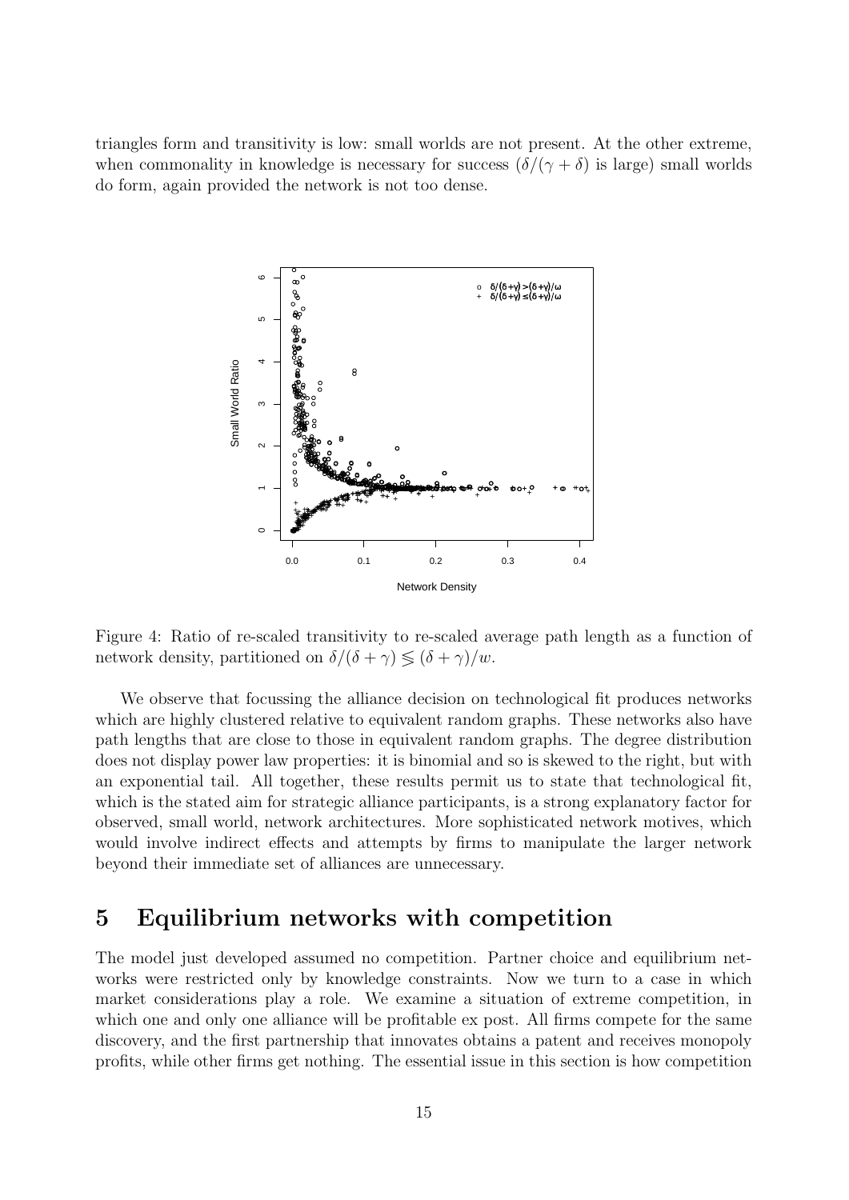triangles form and transitivity is low: small worlds are not present. At the other extreme, when commonality in knowledge is necessary for success ($\delta/(\gamma+\delta)$ is large) small worlds do form, again provided the network is not too dense.

Figure 4: Ratio of re-scaled transitivity to re-scaled average path length as a function of network density, partitioned on $\delta/(\delta+\gamma) \lesseqgtr (\delta+\gamma)/w$.

We observe that focussing the alliance decision on technological fit produces networks which are highly clustered relative to equivalent random graphs. These networks also have path lengths that are close to those in equivalent random graphs. The degree distribution does not display power law properties: it is binomial and so is skewed to the right, but with an exponential tail. All together, these results permit us to state that technological fit, which is the stated aim for strategic alliance participants, is a strong explanatory factor for observed, small world, network architectures. More sophisticated network motives, which would involve indirect effects and attempts by firms to manipulate the larger network beyond their immediate set of alliances are unnecessary.

## 5 Equilibrium networks with competition

The model just developed assumed no competition. Partner choice and equilibrium networks were restricted only by knowledge constraints. Now we turn to a case in which market considerations play a role. We examine a situation of extreme competition, in which one and only one alliance will be profitable ex post. All firms compete for the same discovery, and the first partnership that innovates obtains a patent and receives monopoly profits, while other firms get nothing. The essential issue in this section is how competition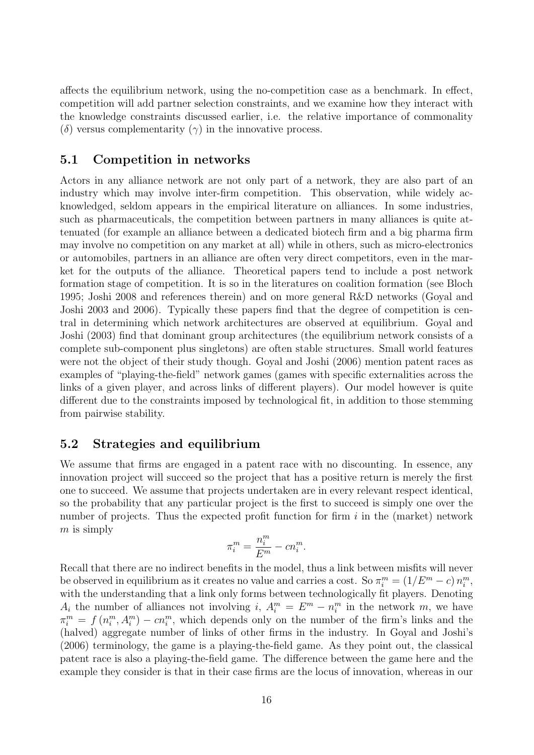affects the equilibrium network, using the no-competition case as a benchmark. In effect, competition will add partner selection constraints, and we examine how they interact with the knowledge constraints discussed earlier, i.e. the relative importance of commonality ($\delta$) versus complementarity ($\gamma$) in the innovative process.

## 5.1 Competition in networks

Actors in any alliance network are not only part of a network, they are also part of an industry which may involve inter-firm competition. This observation, while widely acknowledged, seldom appears in the empirical literature on alliances. In some industries, such as pharmaceuticals, the competition between partners in many alliances is quite attenuated (for example an alliance between a dedicated biotech firm and a big pharma firm may involve no competition on any market at all) while in others, such as micro-electronics or automobiles, partners in an alliance are often very direct competitors, even in the market for the outputs of the alliance. Theoretical papers tend to include a post network formation stage of competition. It is so in the literatures on coalition formation (see Bloch 1995; Joshi 2008 and references therein) and on more general R&D networks (Goyal and Joshi 2003 and 2006). Typically these papers find that the degree of competition is central in determining which network architectures are observed at equilibrium. Goyal and Joshi (2003) find that dominant group architectures (the equilibrium network consists of a complete sub-component plus singletons) are often stable structures. Small world features were not the object of their study though. Goyal and Joshi (2006) mention patent races as examples of "playing-the-field" network games (games with specific externalities across the links of a given player, and across links of different players). Our model however is quite different due to the constraints imposed by technological fit, in addition to those stemming from pairwise stability.

## 5.2 Strategies and equilibrium

We assume that firms are engaged in a patent race with no discounting. In essence, any innovation project will succeed so the project that has a positive return is merely the first one to succeed. We assume that projects undertaken are in every relevant respect identical, so the probability that any particular project is the first to succeed is simply one over the number of projects. Thus the expected profit function for firm $i$ in the (market) network $m$ is simply

$$\pi_i^m = \frac{n_i^m}{E^m} - cn_i^m.$$

Recall that there are no indirect benefits in the model, thus a link between misfits will never be observed in equilibrium as it creates no value and carries a cost. So $\pi_i^m = \left(1/E^m - c\right) n_i^m$, with the understanding that a link only forms between technologically fit players. Denoting $A_i$ the number of alliances not involving $i$, $A_i^m = E^m - n_i^m$ in the network $m$, we have $\pi_i^m = f\left(n_i^m, A_i^m\right) - cn_i^m$, which depends only on the number of the firm's links and the (halved) aggregate number of links of other firms in the industry. In Goyal and Joshi's (2006) terminology, the game is a playing-the-field game. As they point out, the classical patent race is also a playing-the-field game. The difference between the game here and the example they consider is that in their case firms are the locus of innovation, whereas in our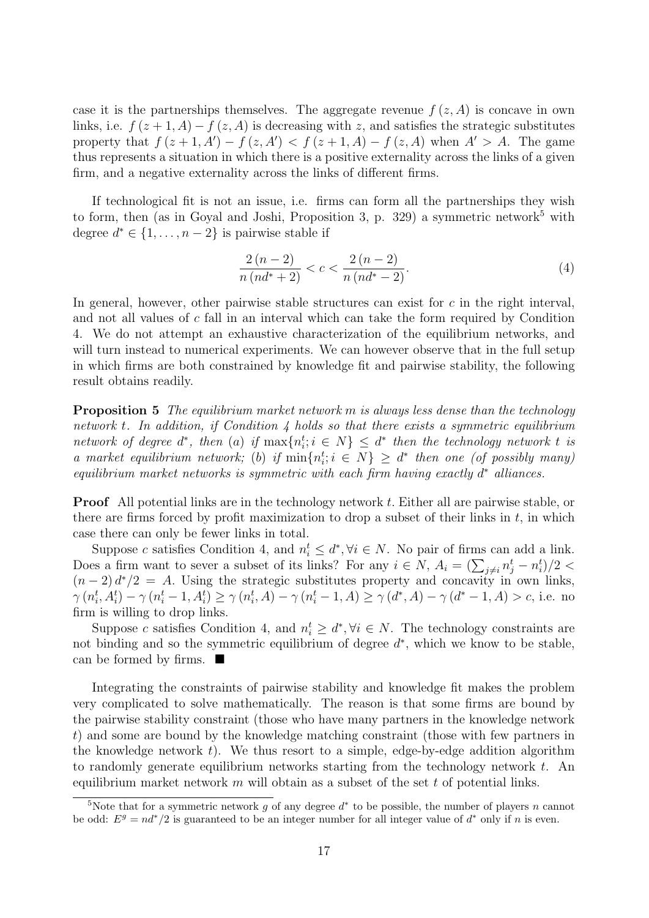case it is the partnerships themselves. The aggregate revenue $f(z, A)$ is concave in own links, i.e. $f(z+1, A) - f(z, A)$ is decreasing with $z$, and satisfies the strategic substitutes property that $f(z+1, A') - f(z, A') < f(z+1, A) - f(z, A)$ when $A' > A$. The game thus represents a situation in which there is a positive externality across the links of a given firm, and a negative externality across the links of different firms.

If technological fit is not an issue, i.e. firms can form all the partnerships they wish to form, then (as in Goyal and Joshi, Proposition 3, p. 329) a symmetric network[5] with degree $d^* \in \{1, \ldots, n-2\}$ is pairwise stable if

$$\frac{2(n-2)}{n(nd^*+2)} < c < \frac{2(n-2)}{n(nd^*-2)}. \tag{4}$$

In general, however, other pairwise stable structures can exist for $c$ in the right interval, and not all values of $c$ fall in an interval which can take the form required by Condition 4. We do not attempt an exhaustive characterization of the equilibrium networks, and will turn instead to numerical experiments. We can however observe that in the full setup in which firms are both constrained by knowledge fit and pairwise stability, the following result obtains readily.

**Proposition 5** *The equilibrium market network $m$ is always less dense than the technology network $t$. In addition, if Condition 4 holds so that there exists a symmetric equilibrium network of degree $d^*$, then (a) if $\max\{n_i^t; i \in N\} \leq d^*$ then the technology network $t$ is a market equilibrium network; (b) if $\min\{n_i^t; i \in N\} \geq d^*$ then one (of possibly many) equilibrium market networks is symmetric with each firm having exactly $d^*$ alliances.*

**Proof** All potential links are in the technology network $t$. Either all are pairwise stable, or there are firms forced by profit maximization to drop a subset of their links in $t$, in which case there can only be fewer links in total.

Suppose $c$ satisfies Condition 4, and $n_i^t \leq d^*, \forall i \in N$. No pair of firms can add a link. Does a firm want to sever a subset of its links? For any $i \in N$, $A_i = (\sum_{j \neq i} n_j^t - n_i^t)/2 < (n-2)\, d^*/2 = A$. Using the strategic substitutes property and concavity in own links, $\gamma(n_i^t, A_i^t) - \gamma(n_i^t - 1, A_i^t) \geq \gamma(n_i^t, A) - \gamma(n_i^t - 1, A) \geq \gamma(d^*, A) - \gamma(d^* - 1, A) > c$, i.e. no firm is willing to drop links.

Suppose $c$ satisfies Condition 4, and $n_i^t \geq d^*, \forall i \in N$. The technology constraints are not binding and so the symmetric equilibrium of degree $d^*$, which we know to be stable, can be formed by firms. ■

Integrating the constraints of pairwise stability and knowledge fit makes the problem very complicated to solve mathematically. The reason is that some firms are bound by the pairwise stability constraint (those who have many partners in the knowledge network $t$) and some are bound by the knowledge matching constraint (those with few partners in the knowledge network $t$). We thus resort to a simple, edge-by-edge addition algorithm to randomly generate equilibrium networks starting from the technology network $t$. An equilibrium market network $m$ will obtain as a subset of the set $t$ of potential links.

---

[5] Note that for a symmetric network $g$ of any degree $d^*$ to be possible, the number of players $n$ cannot be odd: $E^g = nd^*/2$ is guaranteed to be an integer number for all integer value of $d^*$ only if $n$ is even.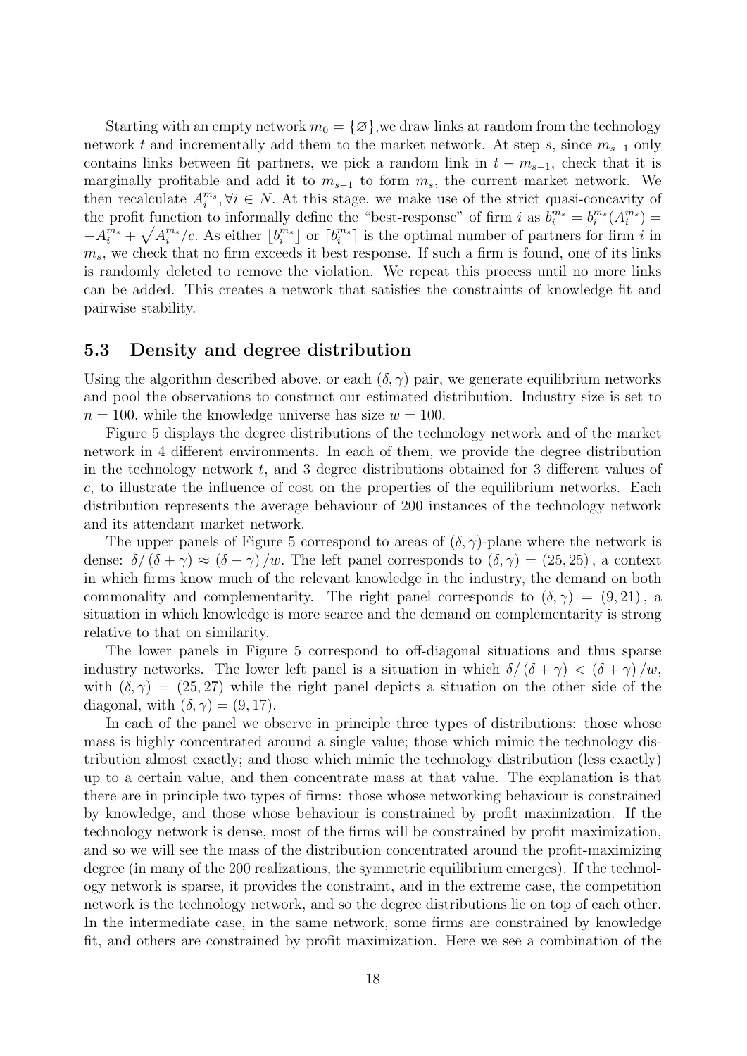Starting with an empty network $m_0 = \{\varnothing\}$,we draw links at random from the technology network $t$ and incrementally add them to the market network. At step $s$, since $m_{s-1}$ only contains links between fit partners, we pick a random link in $t - m_{s-1}$, check that it is marginally profitable and add it to $m_{s-1}$ to form $m_s$, the current market network. We then recalculate $A_i^{m_s}, \forall i \in N$. At this stage, we make use of the strict quasi-concavity of the profit function to informally define the "best-response" of firm $i$ as $b_i^{m_s} = b_i^{m_s}(A_i^{m_s}) = -A_i^{m_s} + \sqrt{A_i^{m_s}/c}$. As either $\lfloor b_i^{m_s} \rfloor$ or $\lceil b_i^{m_s} \rceil$ is the optimal number of partners for firm $i$ in $m_s$, we check that no firm exceeds it best response. If such a firm is found, one of its links is randomly deleted to remove the violation. We repeat this process until no more links can be added. This creates a network that satisfies the constraints of knowledge fit and pairwise stability.

### 5.3 Density and degree distribution

Using the algorithm described above, or each $(\delta, \gamma)$ pair, we generate equilibrium networks and pool the observations to construct our estimated distribution. Industry size is set to $n = 100$, while the knowledge universe has size $w = 100$.

Figure 5 displays the degree distributions of the technology network and of the market network in 4 different environments. In each of them, we provide the degree distribution in the technology network $t$, and 3 degree distributions obtained for 3 different values of $c$, to illustrate the influence of cost on the properties of the equilibrium networks. Each distribution represents the average behaviour of 200 instances of the technology network and its attendant market network.

The upper panels of Figure 5 correspond to areas of $(\delta, \gamma)$-plane where the network is dense: $\delta / (\delta + \gamma) \approx (\delta + \gamma) / w$. The left panel corresponds to $(\delta, \gamma) = (25, 25)$, a context in which firms know much of the relevant knowledge in the industry, the demand on both commonality and complementarity. The right panel corresponds to $(\delta, \gamma) = (9, 21)$, a situation in which knowledge is more scarce and the demand on complementarity is strong relative to that on similarity.

The lower panels in Figure 5 correspond to off-diagonal situations and thus sparse industry networks. The lower left panel is a situation in which $\delta / (\delta + \gamma) < (\delta + \gamma) / w$, with $(\delta, \gamma) = (25, 27)$ while the right panel depicts a situation on the other side of the diagonal, with $(\delta, \gamma) = (9, 17)$.

In each of the panel we observe in principle three types of distributions: those whose mass is highly concentrated around a single value; those which mimic the technology distribution almost exactly; and those which mimic the technology distribution (less exactly) up to a certain value, and then concentrate mass at that value. The explanation is that there are in principle two types of firms: those whose networking behaviour is constrained by knowledge, and those whose behaviour is constrained by profit maximization. If the technology network is dense, most of the firms will be constrained by profit maximization, and so we will see the mass of the distribution concentrated around the profit-maximizing degree (in many of the 200 realizations, the symmetric equilibrium emerges). If the technology network is sparse, it provides the constraint, and in the extreme case, the competition network is the technology network, and so the degree distributions lie on top of each other. In the intermediate case, in the same network, some firms are constrained by knowledge fit, and others are constrained by profit maximization. Here we see a combination of the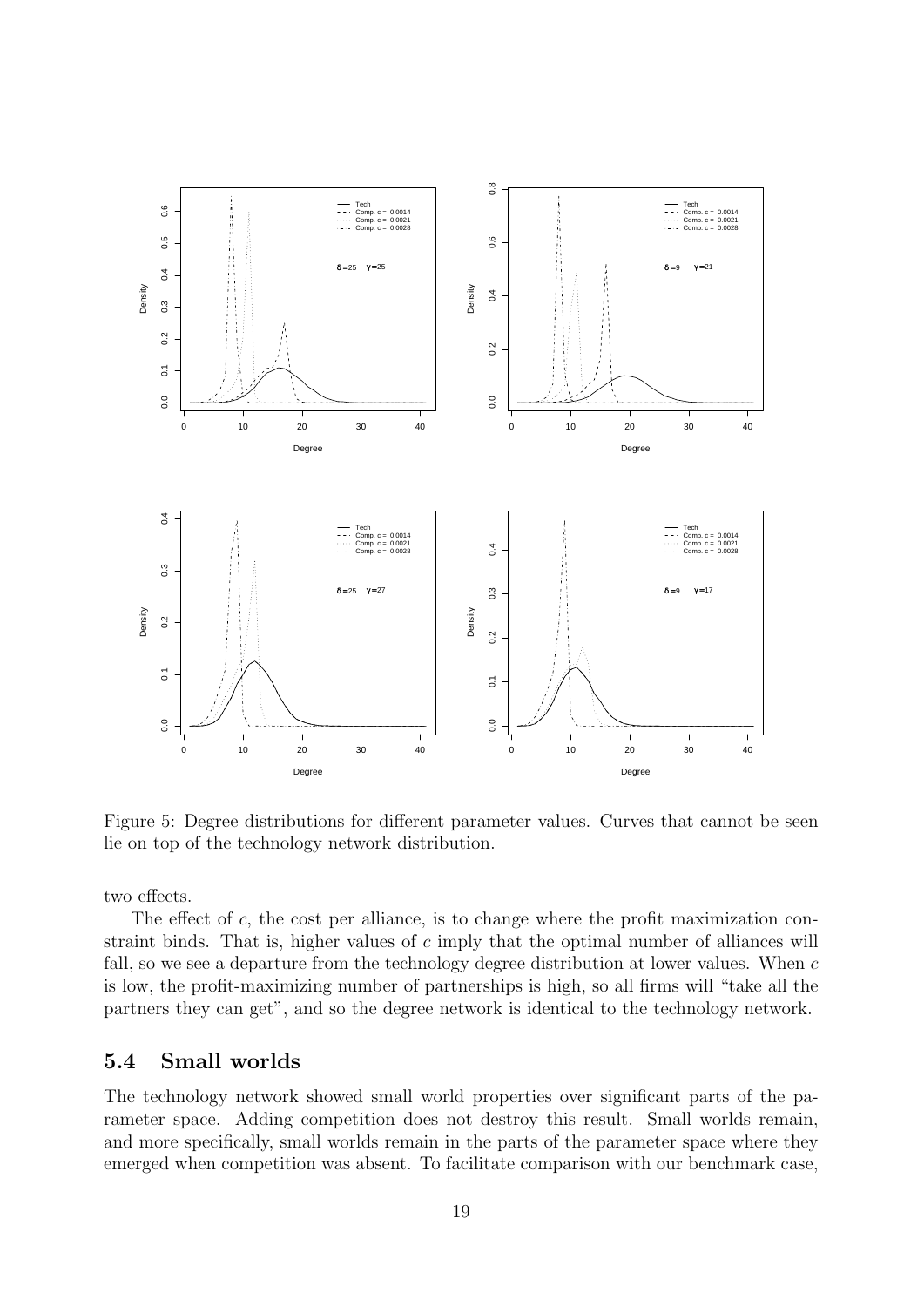Figure 5: Degree distributions for different parameter values. Curves that cannot be seen lie on top of the technology network distribution.

two effects.

The effect of $c$, the cost per alliance, is to change where the profit maximization constraint binds. That is, higher values of $c$ imply that the optimal number of alliances will fall, so we see a departure from the technology degree distribution at lower values. When $c$ is low, the profit-maximizing number of partnerships is high, so all firms will "take all the partners they can get", and so the degree network is identical to the technology network.

## 5.4 Small worlds

The technology network showed small world properties over significant parts of the parameter space. Adding competition does not destroy this result. Small worlds remain, and more specifically, small worlds remain in the parts of the parameter space where they emerged when competition was absent. To facilitate comparison with our benchmark case,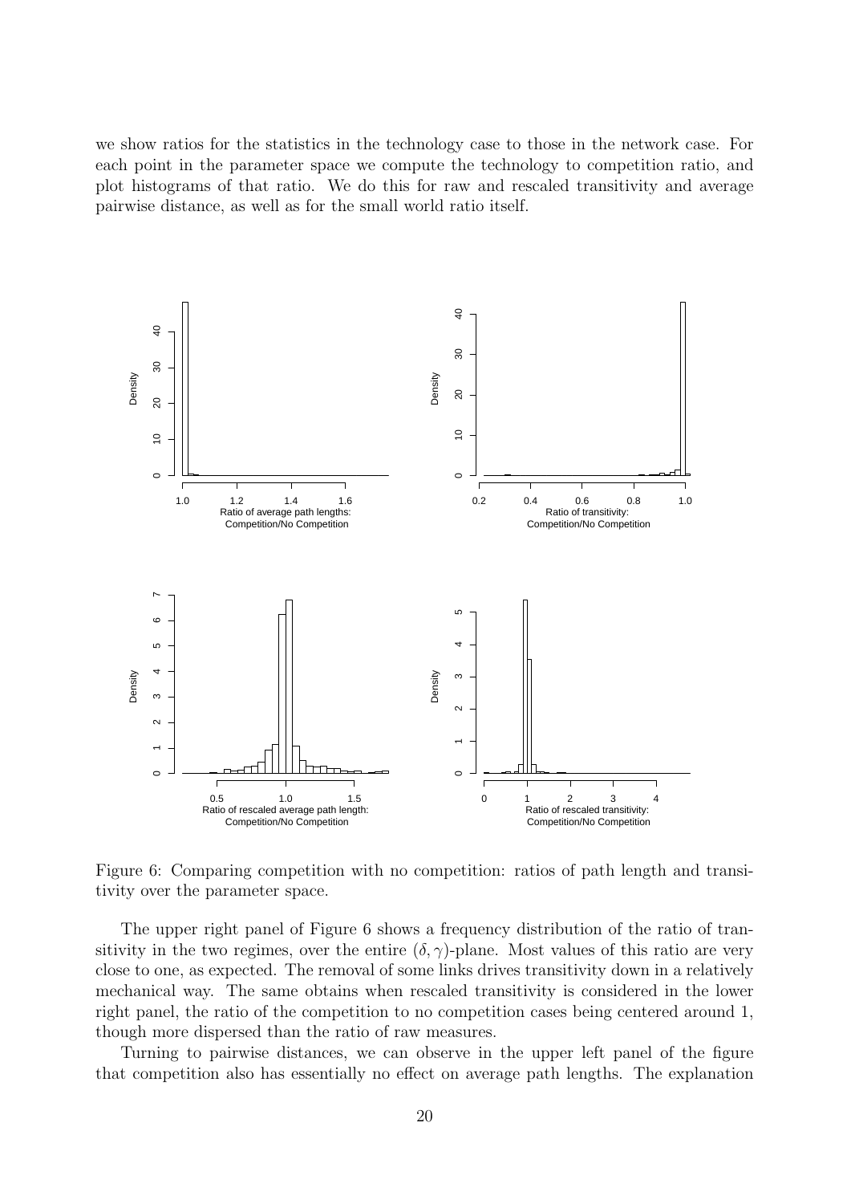we show ratios for the statistics in the technology case to those in the network case. For each point in the parameter space we compute the technology to competition ratio, and plot histograms of that ratio. We do this for raw and rescaled transitivity and average pairwise distance, as well as for the small world ratio itself.

Figure 6: Comparing competition with no competition: ratios of path length and transitivity over the parameter space.

The upper right panel of Figure 6 shows a frequency distribution of the ratio of transitivity in the two regimes, over the entire $(\delta, \gamma)$-plane. Most values of this ratio are very close to one, as expected. The removal of some links drives transitivity down in a relatively mechanical way. The same obtains when rescaled transitivity is considered in the lower right panel, the ratio of the competition to no competition cases being centered around 1, though more dispersed than the ratio of raw measures.

Turning to pairwise distances, we can observe in the upper left panel of the figure that competition also has essentially no effect on average path lengths. The explanation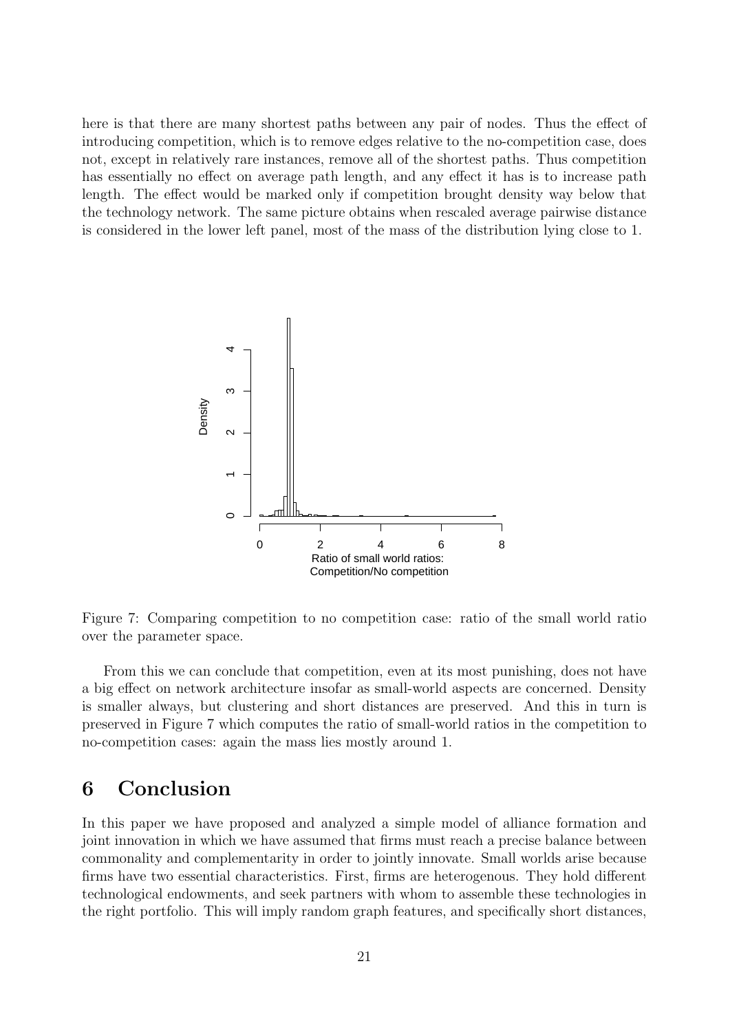here is that there are many shortest paths between any pair of nodes. Thus the effect of introducing competition, which is to remove edges relative to the no-competition case, does not, except in relatively rare instances, remove all of the shortest paths. Thus competition has essentially no effect on average path length, and any effect it has is to increase path length. The effect would be marked only if competition brought density way below that the technology network. The same picture obtains when rescaled average pairwise distance is considered in the lower left panel, most of the mass of the distribution lying close to 1.

Figure 7: Comparing competition to no competition case: ratio of the small world ratio over the parameter space.

From this we can conclude that competition, even at its most punishing, does not have a big effect on network architecture insofar as small-world aspects are concerned. Density is smaller always, but clustering and short distances are preserved. And this in turn is preserved in Figure 7 which computes the ratio of small-world ratios in the competition to no-competition cases: again the mass lies mostly around 1.

# 6 Conclusion

In this paper we have proposed and analyzed a simple model of alliance formation and joint innovation in which we have assumed that firms must reach a precise balance between commonality and complementarity in order to jointly innovate. Small worlds arise because firms have two essential characteristics. First, firms are heterogenous. They hold different technological endowments, and seek partners with whom to assemble these technologies in the right portfolio. This will imply random graph features, and specifically short distances,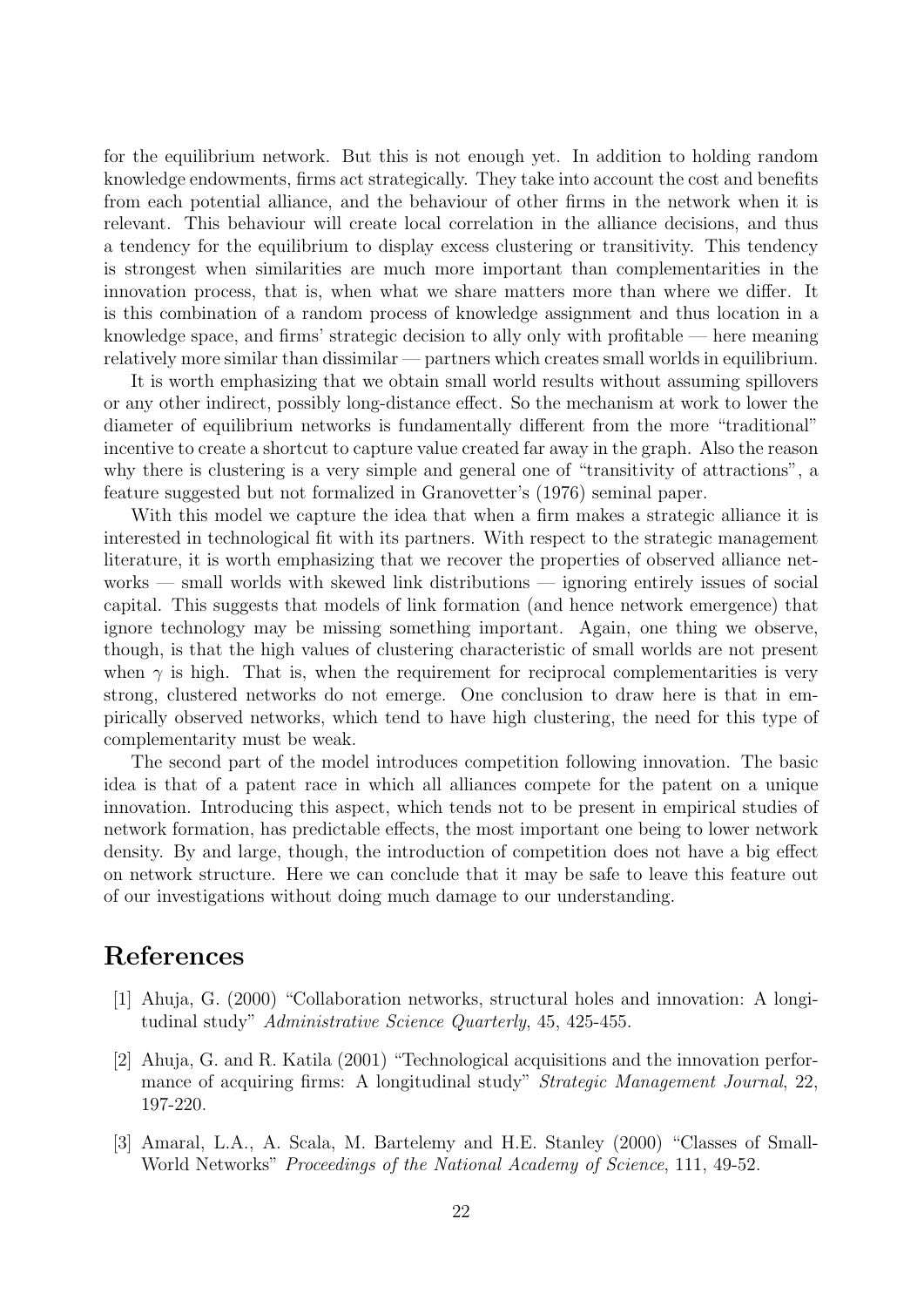for the equilibrium network. But this is not enough yet. In addition to holding random knowledge endowments, firms act strategically. They take into account the cost and benefits from each potential alliance, and the behaviour of other firms in the network when it is relevant. This behaviour will create local correlation in the alliance decisions, and thus a tendency for the equilibrium to display excess clustering or transitivity. This tendency is strongest when similarities are much more important than complementarities in the innovation process, that is, when what we share matters more than where we differ. It is this combination of a random process of knowledge assignment and thus location in a knowledge space, and firms' strategic decision to ally only with profitable — here meaning relatively more similar than dissimilar — partners which creates small worlds in equilibrium.

It is worth emphasizing that we obtain small world results without assuming spillovers or any other indirect, possibly long-distance effect. So the mechanism at work to lower the diameter of equilibrium networks is fundamentally different from the more "traditional" incentive to create a shortcut to capture value created far away in the graph. Also the reason why there is clustering is a very simple and general one of "transitivity of attractions", a feature suggested but not formalized in Granovetter's (1976) seminal paper.

With this model we capture the idea that when a firm makes a strategic alliance it is interested in technological fit with its partners. With respect to the strategic management literature, it is worth emphasizing that we recover the properties of observed alliance networks — small worlds with skewed link distributions — ignoring entirely issues of social capital. This suggests that models of link formation (and hence network emergence) that ignore technology may be missing something important. Again, one thing we observe, though, is that the high values of clustering characteristic of small worlds are not present when $\gamma$ is high. That is, when the requirement for reciprocal complementarities is very strong, clustered networks do not emerge. One conclusion to draw here is that in empirically observed networks, which tend to have high clustering, the need for this type of complementarity must be weak.

The second part of the model introduces competition following innovation. The basic idea is that of a patent race in which all alliances compete for the patent on a unique innovation. Introducing this aspect, which tends not to be present in empirical studies of network formation, has predictable effects, the most important one being to lower network density. By and large, though, the introduction of competition does not have a big effect on network structure. Here we can conclude that it may be safe to leave this feature out of our investigations without doing much damage to our understanding.

# References

[1] Ahuja, G. (2000) "Collaboration networks, structural holes and innovation: A longitudinal study" *Administrative Science Quarterly*, 45, 425-455.

[2] Ahuja, G. and R. Katila (2001) "Technological acquisitions and the innovation performance of acquiring firms: A longitudinal study" *Strategic Management Journal*, 22, 197-220.

[3] Amaral, L.A., A. Scala, M. Bartelemy and H.E. Stanley (2000) "Classes of Small-World Networks" *Proceedings of the National Academy of Science*, 111, 49-52.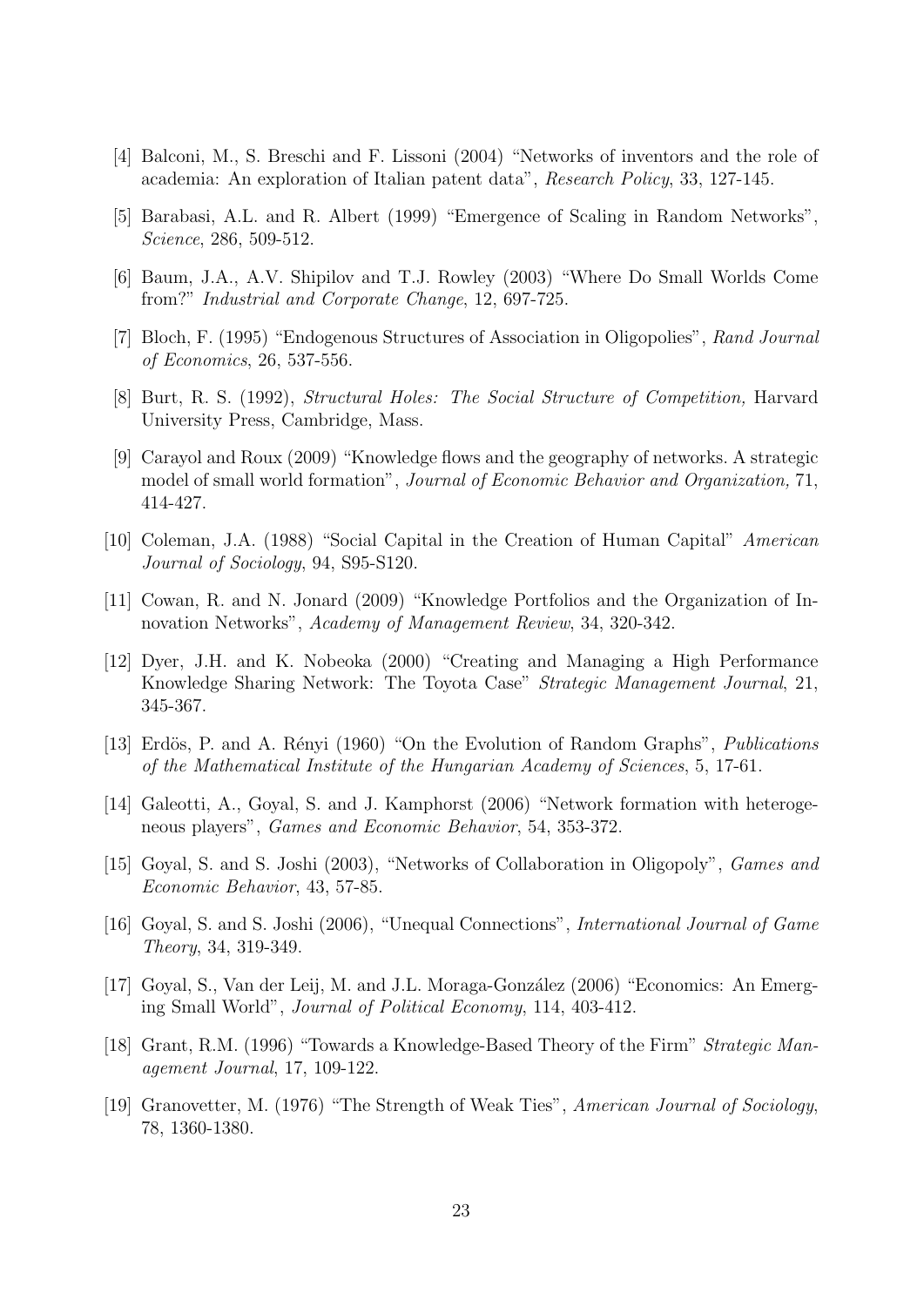[4] Balconi, M., S. Breschi and F. Lissoni (2004) "Networks of inventors and the role of academia: An exploration of Italian patent data", *Research Policy*, 33, 127-145.

[5] Barabasi, A.L. and R. Albert (1999) "Emergence of Scaling in Random Networks", *Science*, 286, 509-512.

[6] Baum, J.A., A.V. Shipilov and T.J. Rowley (2003) "Where Do Small Worlds Come from?" *Industrial and Corporate Change*, 12, 697-725.

[7] Bloch, F. (1995) "Endogenous Structures of Association in Oligopolies", *Rand Journal of Economics*, 26, 537-556.

[8] Burt, R. S. (1992), *Structural Holes: The Social Structure of Competition,* Harvard University Press, Cambridge, Mass.

[9] Carayol and Roux (2009) "Knowledge flows and the geography of networks. A strategic model of small world formation", *Journal of Economic Behavior and Organization,* 71, 414-427.

[10] Coleman, J.A. (1988) "Social Capital in the Creation of Human Capital" *American Journal of Sociology*, 94, S95-S120.

[11] Cowan, R. and N. Jonard (2009) "Knowledge Portfolios and the Organization of Innovation Networks", *Academy of Management Review*, 34, 320-342.

[12] Dyer, J.H. and K. Nobeoka (2000) "Creating and Managing a High Performance Knowledge Sharing Network: The Toyota Case" *Strategic Management Journal*, 21, 345-367.

[13] Erdös, P. and A. Rényi (1960) "On the Evolution of Random Graphs", *Publications of the Mathematical Institute of the Hungarian Academy of Sciences*, 5, 17-61.

[14] Galeotti, A., Goyal, S. and J. Kamphorst (2006) "Network formation with heterogeneous players", *Games and Economic Behavior*, 54, 353-372.

[15] Goyal, S. and S. Joshi (2003), "Networks of Collaboration in Oligopoly", *Games and Economic Behavior*, 43, 57-85.

[16] Goyal, S. and S. Joshi (2006), "Unequal Connections", *International Journal of Game Theory*, 34, 319-349.

[17] Goyal, S., Van der Leij, M. and J.L. Moraga-González (2006) "Economics: An Emerging Small World", *Journal of Political Economy*, 114, 403-412.

[18] Grant, R.M. (1996) "Towards a Knowledge-Based Theory of the Firm" *Strategic Management Journal*, 17, 109-122.

[19] Granovetter, M. (1976) "The Strength of Weak Ties", *American Journal of Sociology*, 78, 1360-1380.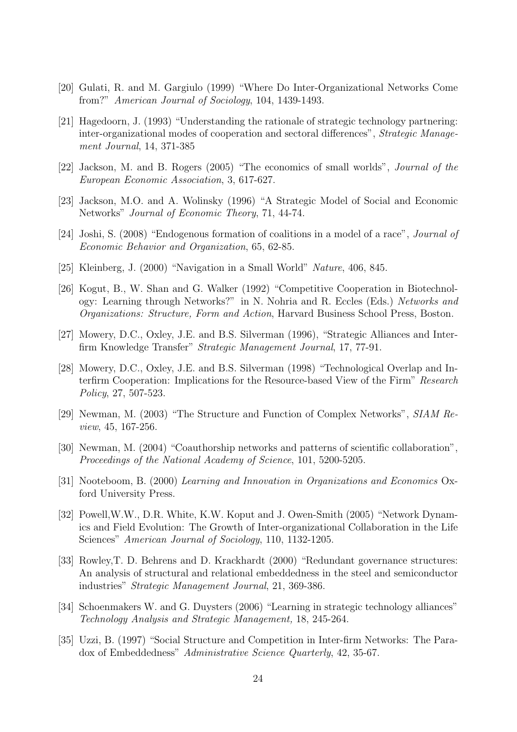[20] Gulati, R. and M. Gargiulo (1999) "Where Do Inter-Organizational Networks Come from?" *American Journal of Sociology*, 104, 1439-1493.

[21] Hagedoorn, J. (1993) "Understanding the rationale of strategic technology partnering: inter-organizational modes of cooperation and sectoral differences", *Strategic Management Journal*, 14, 371-385

[22] Jackson, M. and B. Rogers (2005) "The economics of small worlds", *Journal of the European Economic Association*, 3, 617-627.

[23] Jackson, M.O. and A. Wolinsky (1996) "A Strategic Model of Social and Economic Networks" *Journal of Economic Theory*, 71, 44-74.

[24] Joshi, S. (2008) "Endogenous formation of coalitions in a model of a race", *Journal of Economic Behavior and Organization*, 65, 62-85.

[25] Kleinberg, J. (2000) "Navigation in a Small World" *Nature*, 406, 845.

[26] Kogut, B., W. Shan and G. Walker (1992) "Competitive Cooperation in Biotechnology: Learning through Networks?" in N. Nohria and R. Eccles (Eds.) *Networks and Organizations: Structure, Form and Action*, Harvard Business School Press, Boston.

[27] Mowery, D.C., Oxley, J.E. and B.S. Silverman (1996), "Strategic Alliances and Interfirm Knowledge Transfer" *Strategic Management Journal*, 17, 77-91.

[28] Mowery, D.C., Oxley, J.E. and B.S. Silverman (1998) "Technological Overlap and Interfirm Cooperation: Implications for the Resource-based View of the Firm" *Research Policy*, 27, 507-523.

[29] Newman, M. (2003) "The Structure and Function of Complex Networks", *SIAM Review*, 45, 167-256.

[30] Newman, M. (2004) "Coauthorship networks and patterns of scientific collaboration", *Proceedings of the National Academy of Science*, 101, 5200-5205.

[31] Nooteboom, B. (2000) *Learning and Innovation in Organizations and Economics* Oxford University Press.

[32] Powell,W.W., D.R. White, K.W. Koput and J. Owen-Smith (2005) "Network Dynamics and Field Evolution: The Growth of Inter-organizational Collaboration in the Life Sciences" *American Journal of Sociology*, 110, 1132-1205.

[33] Rowley,T. D. Behrens and D. Krackhardt (2000) "Redundant governance structures: An analysis of structural and relational embeddedness in the steel and semiconductor industries" *Strategic Management Journal*, 21, 369-386.

[34] Schoenmakers W. and G. Duysters (2006) "Learning in strategic technology alliances" *Technology Analysis and Strategic Management,* 18, 245-264.

[35] Uzzi, B. (1997) "Social Structure and Competition in Inter-firm Networks: The Paradox of Embeddedness" *Administrative Science Quarterly*, 42, 35-67.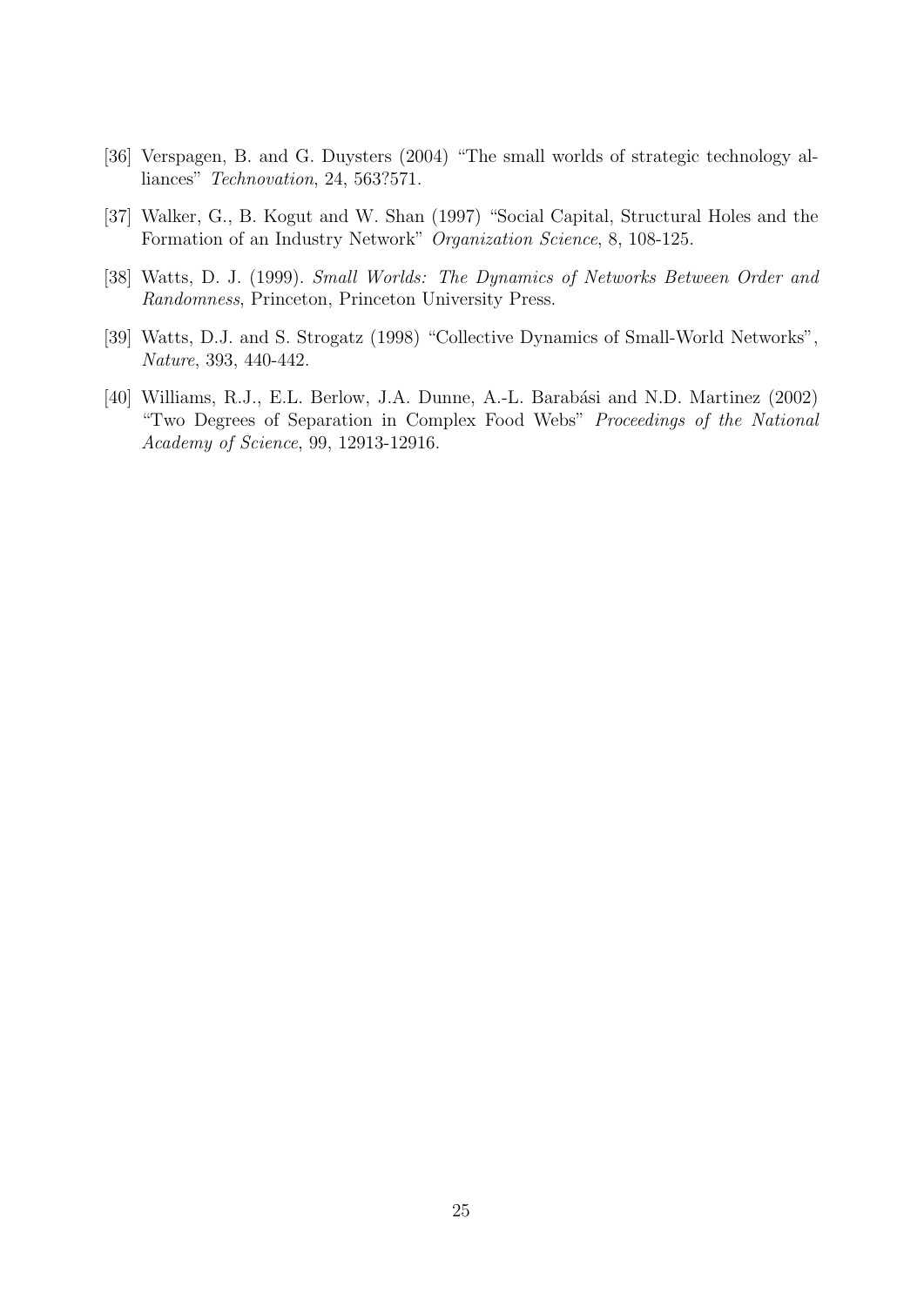[36] Verspagen, B. and G. Duysters (2004) "The small worlds of strategic technology alliances" *Technovation*, 24, 563?571.

[37] Walker, G., B. Kogut and W. Shan (1997) "Social Capital, Structural Holes and the Formation of an Industry Network" *Organization Science*, 8, 108-125.

[38] Watts, D. J. (1999). *Small Worlds: The Dynamics of Networks Between Order and Randomness*, Princeton, Princeton University Press.

[39] Watts, D.J. and S. Strogatz (1998) "Collective Dynamics of Small-World Networks", *Nature*, 393, 440-442.

[40] Williams, R.J., E.L. Berlow, J.A. Dunne, A.-L. Barabási and N.D. Martinez (2002) "Two Degrees of Separation in Complex Food Webs" *Proceedings of the National Academy of Science*, 99, 12913-12916.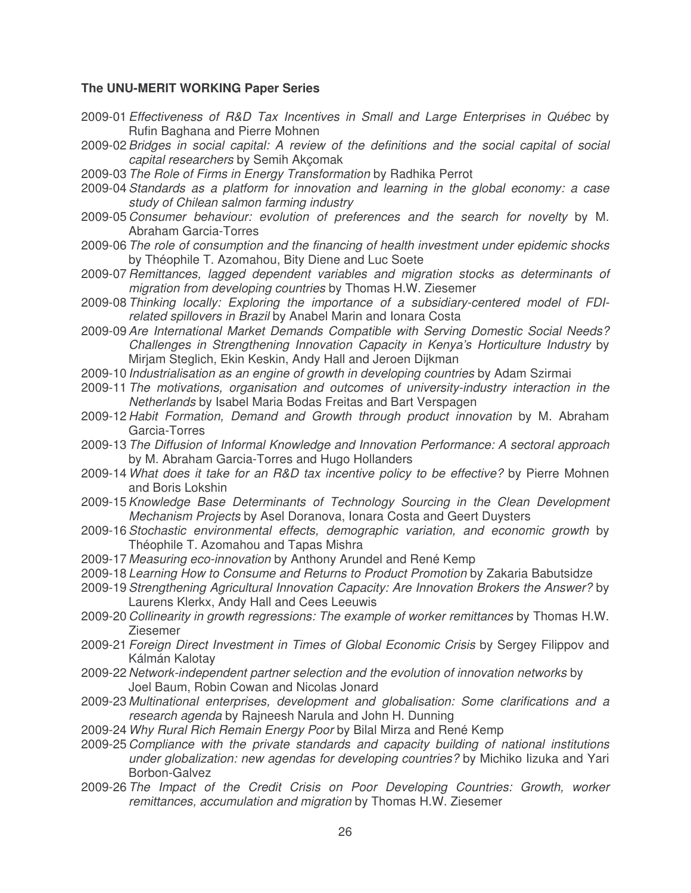**The UNU-MERIT WORKING Paper Series**

2009-01 *Effectiveness of R&D Tax Incentives in Small and Large Enterprises in Québec* by Rufin Baghana and Pierre Mohnen

2009-02 *Bridges in social capital: A review of the definitions and the social capital of social capital researchers* by Semih Akçomak

2009-03 *The Role of Firms in Energy Transformation* by Radhika Perrot

2009-04 *Standards as a platform for innovation and learning in the global economy: a case study of Chilean salmon farming industry*

2009-05 *Consumer behaviour: evolution of preferences and the search for novelty* by M. Abraham Garcia-Torres

2009-06 *The role of consumption and the financing of health investment under epidemic shocks* by Théophile T. Azomahou, Bity Diene and Luc Soete

2009-07 *Remittances, lagged dependent variables and migration stocks as determinants of migration from developing countries* by Thomas H.W. Ziesemer

2009-08 *Thinking locally: Exploring the importance of a subsidiary-centered model of FDI-related spillovers in Brazil* by Anabel Marin and Ionara Costa

2009-09 *Are International Market Demands Compatible with Serving Domestic Social Needs? Challenges in Strengthening Innovation Capacity in Kenya's Horticulture Industry* by Mirjam Steglich, Ekin Keskin, Andy Hall and Jeroen Dijkman

2009-10 *Industrialisation as an engine of growth in developing countries* by Adam Szirmai

2009-11 *The motivations, organisation and outcomes of university-industry interaction in the Netherlands* by Isabel Maria Bodas Freitas and Bart Verspagen

2009-12 *Habit Formation, Demand and Growth through product innovation* by M. Abraham Garcia-Torres

2009-13 *The Diffusion of Informal Knowledge and Innovation Performance: A sectoral approach* by M. Abraham Garcia-Torres and Hugo Hollanders

2009-14 *What does it take for an R&D tax incentive policy to be effective?* by Pierre Mohnen and Boris Lokshin

2009-15 *Knowledge Base Determinants of Technology Sourcing in the Clean Development Mechanism Projects* by Asel Doranova, Ionara Costa and Geert Duysters

2009-16 *Stochastic environmental effects, demographic variation, and economic growth* by Théophile T. Azomahou and Tapas Mishra

2009-17 *Measuring eco-innovation* by Anthony Arundel and René Kemp

2009-18 *Learning How to Consume and Returns to Product Promotion* by Zakaria Babutsidze

2009-19 *Strengthening Agricultural Innovation Capacity: Are Innovation Brokers the Answer?* by Laurens Klerkx, Andy Hall and Cees Leeuwis

2009-20 *Collinearity in growth regressions: The example of worker remittances* by Thomas H.W. Ziesemer

2009-21 *Foreign Direct Investment in Times of Global Economic Crisis* by Sergey Filippov and Kálmán Kalotay

2009-22 *Network-independent partner selection and the evolution of innovation networks* by Joel Baum, Robin Cowan and Nicolas Jonard

2009-23 *Multinational enterprises, development and globalisation: Some clarifications and a research agenda* by Rajneesh Narula and John H. Dunning

2009-24 *Why Rural Rich Remain Energy Poor* by Bilal Mirza and René Kemp

2009-25 *Compliance with the private standards and capacity building of national institutions under globalization: new agendas for developing countries?* by Michiko Iizuka and Yari Borbon-Galvez

2009-26 *The Impact of the Credit Crisis on Poor Developing Countries: Growth, worker remittances, accumulation and migration* by Thomas H.W. Ziesemer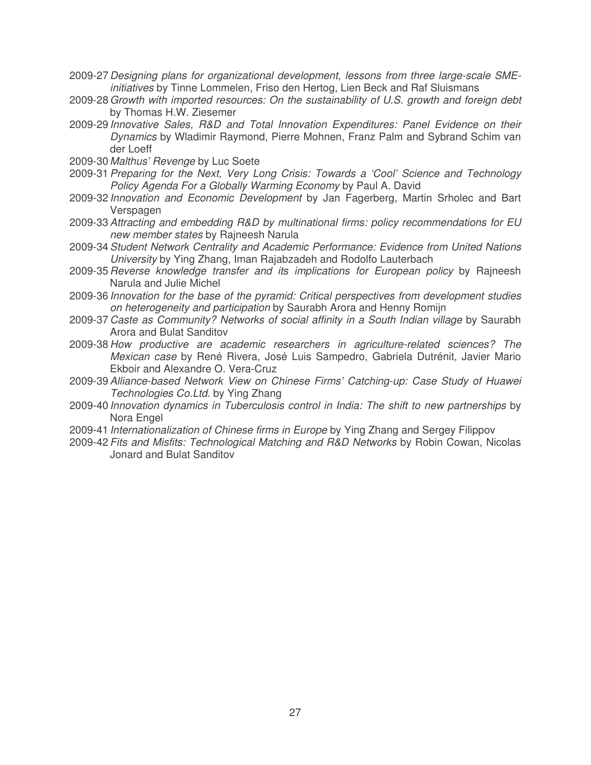2009-27 *Designing plans for organizational development, lessons from three large-scale SME-initiatives* by Tinne Lommelen, Friso den Hertog, Lien Beck and Raf Sluismans

2009-28 *Growth with imported resources: On the sustainability of U.S. growth and foreign debt* by Thomas H.W. Ziesemer

2009-29 *Innovative Sales, R&D and Total Innovation Expenditures: Panel Evidence on their Dynamics* by Wladimir Raymond, Pierre Mohnen, Franz Palm and Sybrand Schim van der Loeff

2009-30 *Malthus' Revenge* by Luc Soete

2009-31 *Preparing for the Next, Very Long Crisis: Towards a 'Cool' Science and Technology Policy Agenda For a Globally Warming Economy* by Paul A. David

2009-32 *Innovation and Economic Development* by Jan Fagerberg, Martin Srholec and Bart Verspagen

2009-33 *Attracting and embedding R&D by multinational firms: policy recommendations for EU new member states* by Rajneesh Narula

2009-34 *Student Network Centrality and Academic Performance: Evidence from United Nations University* by Ying Zhang, Iman Rajabzadeh and Rodolfo Lauterbach

2009-35 *Reverse knowledge transfer and its implications for European policy* by Rajneesh Narula and Julie Michel

2009-36 *Innovation for the base of the pyramid: Critical perspectives from development studies on heterogeneity and participation* by Saurabh Arora and Henny Romijn

2009-37 *Caste as Community? Networks of social affinity in a South Indian village* by Saurabh Arora and Bulat Sanditov

2009-38 *How productive are academic researchers in agriculture-related sciences? The Mexican case* by René Rivera, José Luis Sampedro, Gabriela Dutrénit, Javier Mario Ekboir and Alexandre O. Vera-Cruz

2009-39 *Alliance-based Network View on Chinese Firms' Catching-up: Case Study of Huawei Technologies Co.Ltd.* by Ying Zhang

2009-40 *Innovation dynamics in Tuberculosis control in India: The shift to new partnerships* by Nora Engel

2009-41 *Internationalization of Chinese firms in Europe* by Ying Zhang and Sergey Filippov

2009-42 *Fits and Misfits: Technological Matching and R&D Networks* by Robin Cowan, Nicolas Jonard and Bulat Sanditov